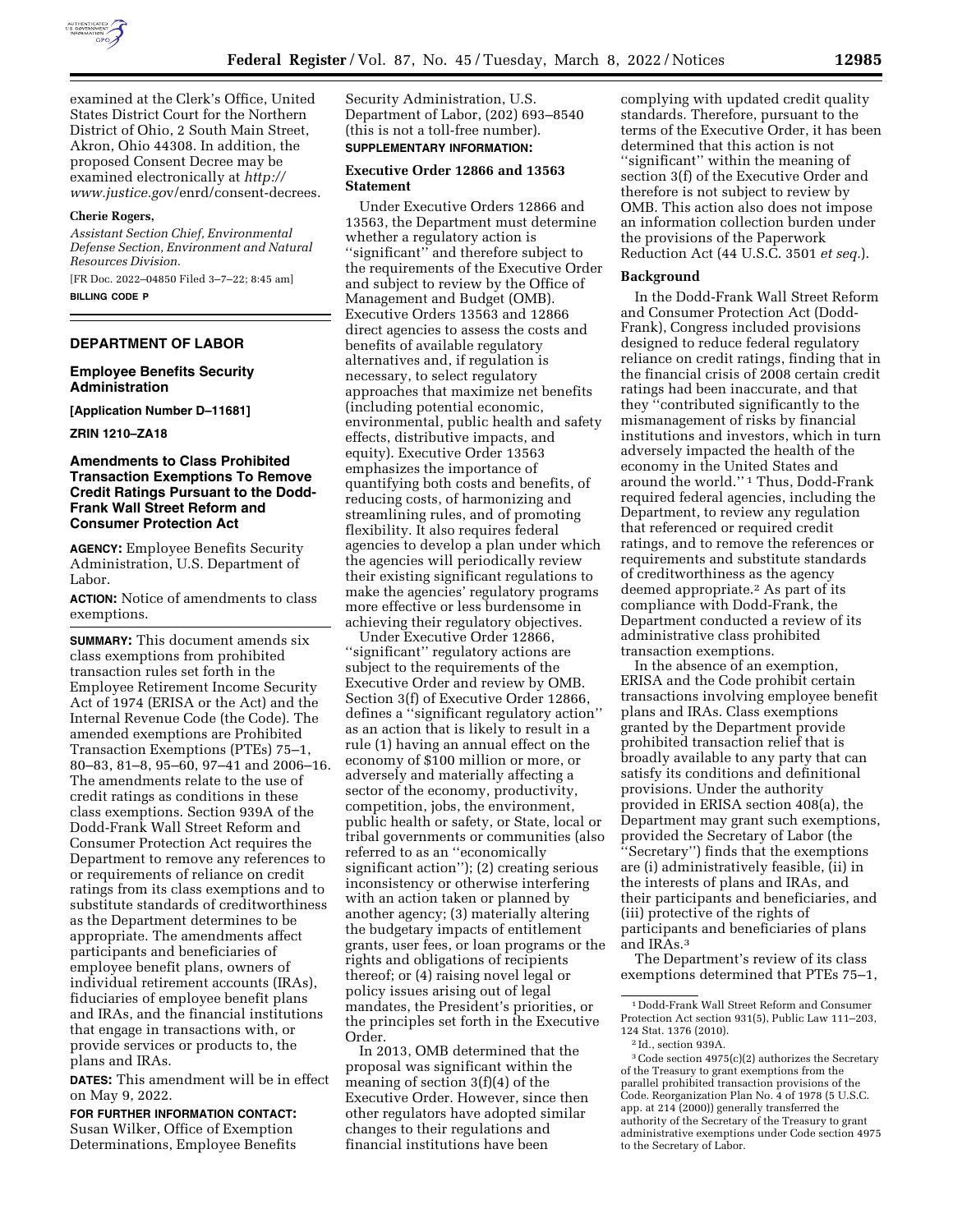examined at the Clerk's Office, United States District Court for the Northern District of Ohio, 2 South Main Street, Akron, Ohio 44308. In addition, the proposed Consent Decree may be examined electronically at *http://www.justice.gov/enrd/consent-decrees.*

**Cherie Rogers,**

*Assistant Section Chief, Environmental Defense Section, Environment and Natural Resources Division.*

[FR Doc. 2022–04850 Filed 3–7–22; 8:45 am]

**BILLING CODE P**

---

## DEPARTMENT OF LABOR

### Employee Benefits Security Administration

**[Application Number D–11681]**

**ZRIN 1210–ZA18**

### Amendments to Class Prohibited Transaction Exemptions To Remove Credit Ratings Pursuant to the Dodd-Frank Wall Street Reform and Consumer Protection Act

**AGENCY:** Employee Benefits Security Administration, U.S. Department of Labor.

**ACTION:** Notice of amendments to class exemptions.

**SUMMARY:** This document amends six class exemptions from prohibited transaction rules set forth in the Employee Retirement Income Security Act of 1974 (ERISA or the Act) and the Internal Revenue Code (the Code). The amended exemptions are Prohibited Transaction Exemptions (PTEs) 75–1, 80–83, 81–8, 95–60, 97–41 and 2006–16. The amendments relate to the use of credit ratings as conditions in these class exemptions. Section 939A of the Dodd-Frank Wall Street Reform and Consumer Protection Act requires the Department to remove any references to or requirements of reliance on credit ratings from its class exemptions and to substitute standards of creditworthiness as the Department determines to be appropriate. The amendments affect participants and beneficiaries of employee benefit plans, owners of individual retirement accounts (IRAs), fiduciaries of employee benefit plans and IRAs, and the financial institutions that engage in transactions with, or provide services or products to, the plans and IRAs.

**DATES:** This amendment will be in effect on May 9, 2022.

**FOR FURTHER INFORMATION CONTACT:** Susan Wilker, Office of Exemption Determinations, Employee Benefits Security Administration, U.S. Department of Labor, (202) 693–8540 (this is not a toll-free number).

**SUPPLEMENTARY INFORMATION:**

#### Executive Order 12866 and 13563 Statement

Under Executive Orders 12866 and 13563, the Department must determine whether a regulatory action is ''significant'' and therefore subject to the requirements of the Executive Order and subject to review by the Office of Management and Budget (OMB). Executive Orders 13563 and 12866 direct agencies to assess the costs and benefits of available regulatory alternatives and, if regulation is necessary, to select regulatory approaches that maximize net benefits (including potential economic, environmental, public health and safety effects, distributive impacts, and equity). Executive Order 13563 emphasizes the importance of quantifying both costs and benefits, of reducing costs, of harmonizing and streamlining rules, and of promoting flexibility. It also requires federal agencies to develop a plan under which the agencies will periodically review their existing significant regulations to make the agencies' regulatory programs more effective or less burdensome in achieving their regulatory objectives.

Under Executive Order 12866, ''significant'' regulatory actions are subject to the requirements of the Executive Order and review by OMB. Section 3(f) of Executive Order 12866, defines a ''significant regulatory action'' as an action that is likely to result in a rule (1) having an annual effect on the economy of $100 million or more, or adversely and materially affecting a sector of the economy, productivity, competition, jobs, the environment, public health or safety, or State, local or tribal governments or communities (also referred to as an ''economically significant action''); (2) creating serious inconsistency or otherwise interfering with an action taken or planned by another agency; (3) materially altering the budgetary impacts of entitlement grants, user fees, or loan programs or the rights and obligations of recipients thereof; or (4) raising novel legal or policy issues arising out of legal mandates, the President's priorities, or the principles set forth in the Executive Order.

In 2013, OMB determined that the proposal was significant within the meaning of section 3(f)(4) of the Executive Order. However, since then other regulators have adopted similar changes to their regulations and financial institutions have been complying with updated credit quality standards. Therefore, pursuant to the terms of the Executive Order, it has been determined that this action is not ''significant'' within the meaning of section 3(f) of the Executive Order and therefore is not subject to review by OMB. This action also does not impose an information collection burden under the provisions of the Paperwork Reduction Act (44 U.S.C. 3501 *et seq.*).

#### Background

In the Dodd-Frank Wall Street Reform and Consumer Protection Act (Dodd-Frank), Congress included provisions designed to reduce federal regulatory reliance on credit ratings, finding that in the financial crisis of 2008 certain credit ratings had been inaccurate, and that they ''contributed significantly to the mismanagement of risks by financial institutions and investors, which in turn adversely impacted the health of the economy in the United States and around the world.'' [1] Thus, Dodd-Frank required federal agencies, including the Department, to review any regulation that referenced or required credit ratings, and to remove the references or requirements and substitute standards of creditworthiness as the agency deemed appropriate.[2] As part of its compliance with Dodd-Frank, the Department conducted a review of its administrative class prohibited transaction exemptions.

In the absence of an exemption, ERISA and the Code prohibit certain transactions involving employee benefit plans and IRAs. Class exemptions granted by the Department provide prohibited transaction relief that is broadly available to any party that can satisfy its conditions and definitional provisions. Under the authority provided in ERISA section 408(a), the Department may grant such exemptions, provided the Secretary of Labor (the ''Secretary'') finds that the exemptions are (i) administratively feasible, (ii) in the interests of plans and IRAs, and their participants and beneficiaries, and (iii) protective of the rights of participants and beneficiaries of plans and IRAs.[3]

The Department's review of its class exemptions determined that PTEs 75–1,

---

[1] Dodd-Frank Wall Street Reform and Consumer Protection Act section 931(5), Public Law 111–203, 124 Stat. 1376 (2010).

[2] Id., section 939A.

[3] Code section 4975(c)(2) authorizes the Secretary of the Treasury to grant exemptions from the parallel prohibited transaction provisions of the Code. Reorganization Plan No. 4 of 1978 (5 U.S.C. app. at 214 (2000)) generally transferred the authority of the Secretary of the Treasury to grant administrative exemptions under Code section 4975 to the Secretary of Labor.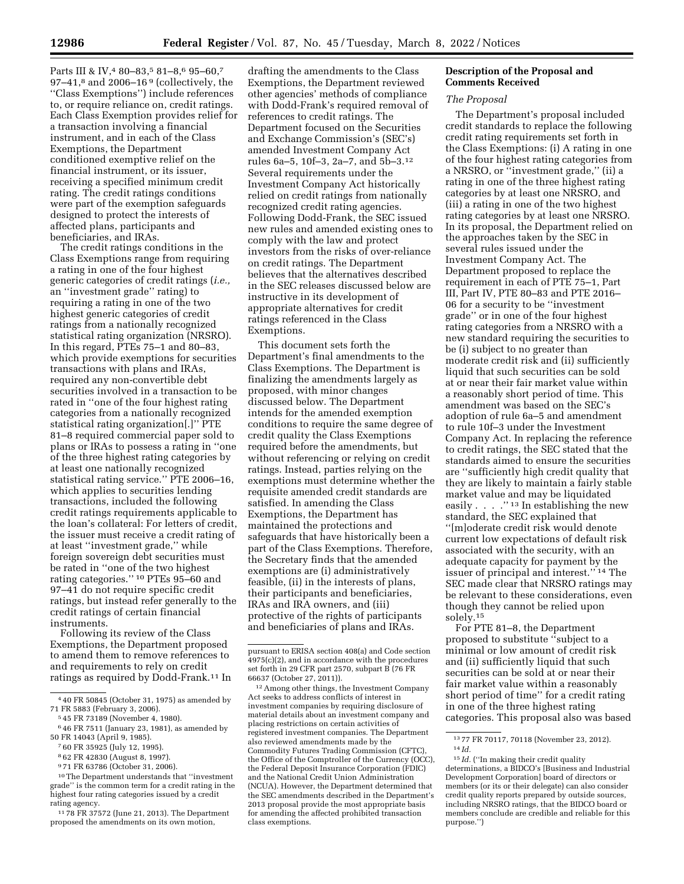Parts III & IV,[4] 80–83,[5] 81–8,[6] 95–60,[7] 97–41,[8] and 2006–16 [9] (collectively, the ''Class Exemptions'') include references to, or require reliance on, credit ratings. Each Class Exemption provides relief for a transaction involving a financial instrument, and in each of the Class Exemptions, the Department conditioned exemptive relief on the financial instrument, or its issuer, receiving a specified minimum credit rating. The credit ratings conditions were part of the exemption safeguards designed to protect the interests of affected plans, participants and beneficiaries, and IRAs.

The credit ratings conditions in the Class Exemptions range from requiring a rating in one of the four highest generic categories of credit ratings (*i.e.,* an ''investment grade'' rating) to requiring a rating in one of the two highest generic categories of credit ratings from a nationally recognized statistical rating organization (NRSRO). In this regard, PTEs 75–1 and 80–83, which provide exemptions for securities transactions with plans and IRAs, required any non-convertible debt securities involved in a transaction to be rated in ''one of the four highest rating categories from a nationally recognized statistical rating organization[.]'' PTE 81–8 required commercial paper sold to plans or IRAs to possess a rating in ''one of the three highest rating categories by at least one nationally recognized statistical rating service.'' PTE 2006–16, which applies to securities lending transactions, included the following credit ratings requirements applicable to the loan's collateral: For letters of credit, the issuer must receive a credit rating of at least ''investment grade,'' while foreign sovereign debt securities must be rated in ''one of the two highest rating categories.'' [10] PTEs 95–60 and 97–41 do not require specific credit ratings, but instead refer generally to the credit ratings of certain financial instruments.

Following its review of the Class Exemptions, the Department proposed to amend them to remove references to and requirements to rely on credit ratings as required by Dodd-Frank.[11] In drafting the amendments to the Class Exemptions, the Department reviewed other agencies' methods of compliance with Dodd-Frank's required removal of references to credit ratings. The Department focused on the Securities and Exchange Commission's (SEC's) amended Investment Company Act rules 6a–5, 10f–3, 2a–7, and 5b–3.[12] Several requirements under the Investment Company Act historically relied on credit ratings from nationally recognized credit rating agencies. Following Dodd-Frank, the SEC issued new rules and amended existing ones to comply with the law and protect investors from the risks of over-reliance on credit ratings. The Department believes that the alternatives described in the SEC releases discussed below are instructive in its development of appropriate alternatives for credit ratings referenced in the Class Exemptions.

This document sets forth the Department's final amendments to the Class Exemptions. The Department is finalizing the amendments largely as proposed, with minor changes discussed below. The Department intends for the amended exemption conditions to require the same degree of credit quality the Class Exemptions required before the amendments, but without referencing or relying on credit ratings. Instead, parties relying on the exemptions must determine whether the requisite amended credit standards are satisfied. In amending the Class Exemptions, the Department has maintained the protections and safeguards that have historically been a part of the Class Exemptions. Therefore, the Secretary finds that the amended exemptions are (i) administratively feasible, (ii) in the interests of plans, their participants and beneficiaries, IRAs and IRA owners, and (iii) protective of the rights of participants and beneficiaries of plans and IRAs.

## Description of the Proposal and Comments Received

### *The Proposal*

The Department's proposal included credit standards to replace the following credit rating requirements set forth in the Class Exemptions: (i) A rating in one of the four highest rating categories from a NRSRO, or ''investment grade,'' (ii) a rating in one of the three highest rating categories by at least one NRSRO, and (iii) a rating in one of the two highest rating categories by at least one NRSRO. In its proposal, the Department relied on the approaches taken by the SEC in several rules issued under the Investment Company Act. The Department proposed to replace the requirement in each of PTE 75–1, Part III, Part IV, PTE 80–83 and PTE 2016–06 for a security to be ''investment grade'' or in one of the four highest rating categories from a NRSRO with a new standard requiring the securities to be (i) subject to no greater than moderate credit risk and (ii) sufficiently liquid that such securities can be sold at or near their fair market value within a reasonably short period of time. This amendment was based on the SEC's adoption of rule 6a–5 and amendment to rule 10f–3 under the Investment Company Act. In replacing the reference to credit ratings, the SEC stated that the standards aimed to ensure the securities are ''sufficiently high credit quality that they are likely to maintain a fairly stable market value and may be liquidated easily . . . .'' [13] In establishing the new standard, the SEC explained that ''[m]oderate credit risk would denote current low expectations of default risk associated with the security, with an adequate capacity for payment by the issuer of principal and interest.'' [14] The SEC made clear that NRSRO ratings may be relevant to these considerations, even though they cannot be relied upon solely.[15]

For PTE 81–8, the Department proposed to substitute ''subject to a minimal or low amount of credit risk and (ii) sufficiently liquid that such securities can be sold at or near their fair market value within a reasonably short period of time'' for a credit rating in one of the three highest rating categories. This proposal also was based

---

[4] 40 FR 50845 (October 31, 1975) as amended by 71 FR 5883 (February 3, 2006).

[5] 45 FR 73189 (November 4, 1980).

[6] 46 FR 7511 (January 23, 1981), as amended by 50 FR 14043 (April 9, 1985).

[7] 60 FR 35925 (July 12, 1995).

[8] 62 FR 42830 (August 8, 1997).

[9] 71 FR 63786 (October 31, 2006).

[10] The Department understands that ''investment grade'' is the common term for a credit rating in the highest four rating categories issued by a credit rating agency.

[11] 78 FR 37572 (June 21, 2013). The Department proposed the amendments on its own motion, pursuant to ERISA section 408(a) and Code section 4975(c)(2), and in accordance with the procedures set forth in 29 CFR part 2570, subpart B (76 FR 66637 (October 27, 2011)).

[12] Among other things, the Investment Company Act seeks to address conflicts of interest in investment companies by requiring disclosure of material details about an investment company and placing restrictions on certain activities of registered investment companies. The Department also reviewed amendments made by the Commodity Futures Trading Commission (CFTC), the Office of the Comptroller of the Currency (OCC), the Federal Deposit Insurance Corporation (FDIC) and the National Credit Union Administration (NCUA). However, the Department determined that the SEC amendments described in the Department's 2013 proposal provide the most appropriate basis for amending the affected prohibited transaction class exemptions.

[13] 77 FR 70117, 70118 (November 23, 2012).

[14] *Id.*

[15] *Id.* (''In making their credit quality determinations, a BIDCO's [Business and Industrial Development Corporation] board of directors or members (or its or their delegate) can also consider credit quality reports prepared by outside sources, including NRSRO ratings, that the BIDCO board or members conclude are credible and reliable for this purpose.'')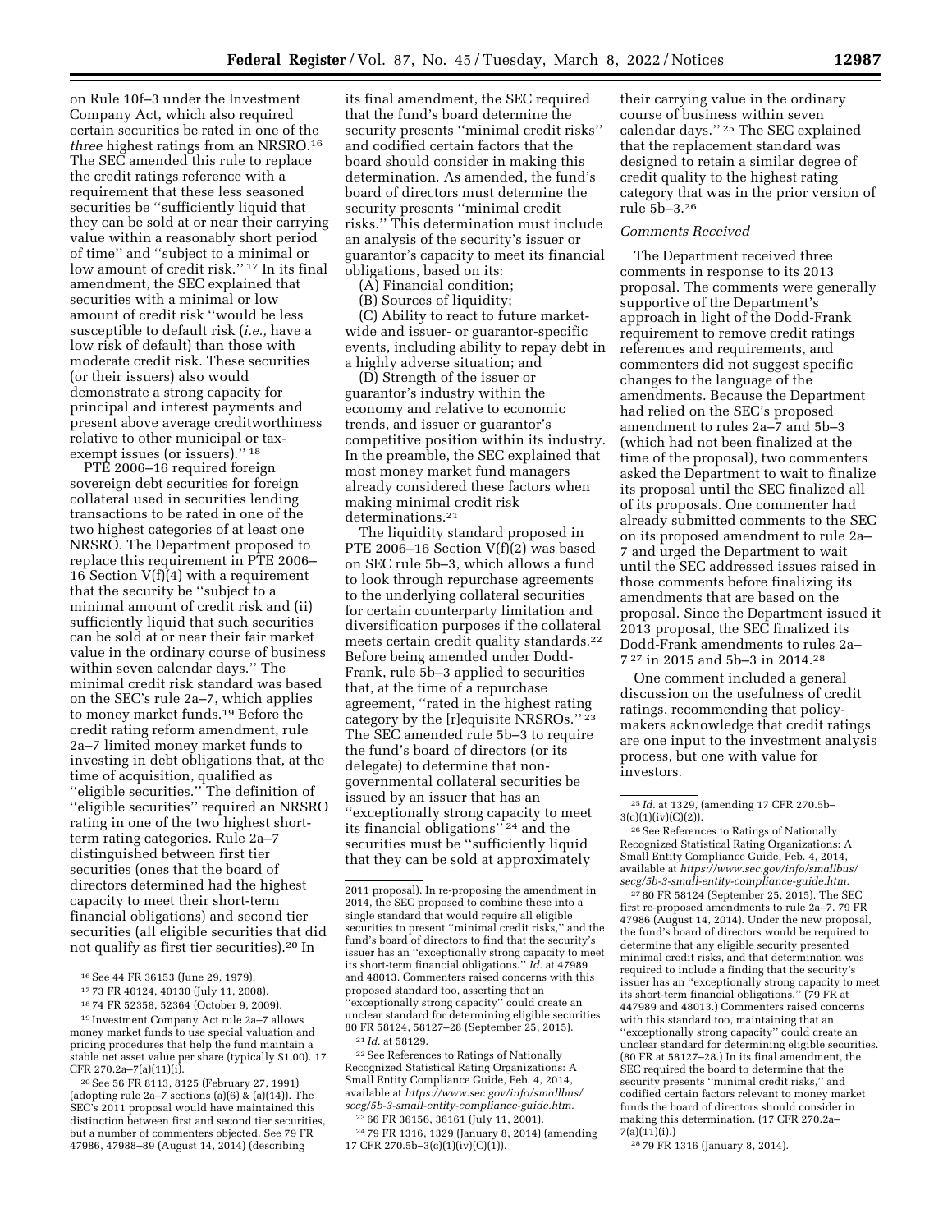on Rule 10f–3 under the Investment Company Act, which also required certain securities be rated in one of the *three* highest ratings from an NRSRO.[16] The SEC amended this rule to replace the credit ratings reference with a requirement that these less seasoned securities be ''sufficiently liquid that they can be sold at or near their carrying value within a reasonably short period of time'' and ''subject to a minimal or low amount of credit risk.'' [17] In its final amendment, the SEC explained that securities with a minimal or low amount of credit risk ''would be less susceptible to default risk (*i.e.,* have a low risk of default) than those with moderate credit risk. These securities (or their issuers) also would demonstrate a strong capacity for principal and interest payments and present above average creditworthiness relative to other municipal or tax-exempt issues (or issuers).'' [18]

PTE 2006–16 required foreign sovereign debt securities for foreign collateral used in securities lending transactions to be rated in one of the two highest categories of at least one NRSRO. The Department proposed to replace this requirement in PTE 2006–16 Section V(f)(4) with a requirement that the security be ''subject to a minimal amount of credit risk and (ii) sufficiently liquid that such securities can be sold at or near their fair market value in the ordinary course of business within seven calendar days.'' The minimal credit risk standard was based on the SEC's rule 2a–7, which applies to money market funds.[19] Before the credit rating reform amendment, rule 2a–7 limited money market funds to investing in debt obligations that, at the time of acquisition, qualified as ''eligible securities.'' The definition of ''eligible securities'' required an NRSRO rating in one of the two highest short-term rating categories. Rule 2a–7 distinguished between first tier securities (ones that the board of directors determined had the highest capacity to meet their short-term financial obligations) and second tier securities (all eligible securities that did not qualify as first tier securities).[20] In its final amendment, the SEC required that the fund's board determine the security presents ''minimal credit risks'' and codified certain factors that the board should consider in making this determination. As amended, the fund's board of directors must determine the security presents ''minimal credit risks.'' This determination must include an analysis of the security's issuer or guarantor's capacity to meet its financial obligations, based on its:

(A) Financial condition;

(B) Sources of liquidity;

(C) Ability to react to future market-wide and issuer- or guarantor-specific events, including ability to repay debt in a highly adverse situation; and

(D) Strength of the issuer or guarantor's industry within the economy and relative to economic trends, and issuer or guarantor's competitive position within its industry. In the preamble, the SEC explained that most money market fund managers already considered these factors when making minimal credit risk determinations.[21]

The liquidity standard proposed in PTE 2006–16 Section V(f)(2) was based on SEC rule 5b–3, which allows a fund to look through repurchase agreements to the underlying collateral securities for certain counterparty limitation and diversification purposes if the collateral meets certain credit quality standards.[22] Before being amended under Dodd-Frank, rule 5b–3 applied to securities that, at the time of a repurchase agreement, ''rated in the highest rating category by the [r]equisite NRSROs.'' [23] The SEC amended rule 5b–3 to require the fund's board of directors (or its delegate) to determine that non-governmental collateral securities be issued by an issuer that has an ''exceptionally strong capacity to meet its financial obligations'' [24] and the securities must be ''sufficiently liquid that they can be sold at approximately their carrying value in the ordinary course of business within seven calendar days.'' [25] The SEC explained that the replacement standard was designed to retain a similar degree of credit quality to the highest rating category that was in the prior version of rule 5b–3.[26]

### *Comments Received*

The Department received three comments in response to its 2013 proposal. The comments were generally supportive of the Department's approach in light of the Dodd-Frank requirement to remove credit ratings references and requirements, and commenters did not suggest specific changes to the language of the amendments. Because the Department had relied on the SEC's proposed amendment to rules 2a–7 and 5b–3 (which had not been finalized at the time of the proposal), two commenters asked the Department to wait to finalize its proposal until the SEC finalized all of its proposals. One commenter had already submitted comments to the SEC on its proposed amendment to rule 2a–7 and urged the Department to wait until the SEC addressed issues raised in those comments before finalizing its amendments that are based on the proposal. Since the Department issued it 2013 proposal, the SEC finalized its Dodd-Frank amendments to rules 2a–7 [27] in 2015 and 5b–3 in 2014.[28]

One comment included a general discussion on the usefulness of credit ratings, recommending that policy-makers acknowledge that credit ratings are one input to the investment analysis process, but one with value for investors.

---

[16] See 44 FR 36153 (June 29, 1979).

[17] 73 FR 40124, 40130 (July 11, 2008).

[18] 74 FR 52358, 52364 (October 9, 2009).

[19] Investment Company Act rule 2a–7 allows money market funds to use special valuation and pricing procedures that help the fund maintain a stable net asset value per share (typically $1.00). 17 CFR 270.2a–7(a)(11)(i).

[20] See 56 FR 8113, 8125 (February 27, 1991) (adopting rule 2a–7 sections (a)(6) & (a)(14)). The SEC's 2011 proposal would have maintained this distinction between first and second tier securities, but a number of commenters objected. See 79 FR 47986, 47988–89 (August 14, 2014) (describing 2011 proposal). In re-proposing the amendment in 2014, the SEC proposed to combine these into a single standard that would require all eligible securities to present ''minimal credit risks,'' and the fund's board of directors to find that the security's issuer has an ''exceptionally strong capacity to meet its short-term financial obligations.'' *Id.* at 47989 and 48013. Commenters raised concerns with this proposed standard too, asserting that an ''exceptionally strong capacity'' could create an unclear standard for determining eligible securities. 80 FR 58124, 58127–28 (September 25, 2015).

[21] *Id.* at 58129.

[22] See References to Ratings of Nationally Recognized Statistical Rating Organizations: A Small Entity Compliance Guide, Feb. 4, 2014, available at *https://www.sec.gov/info/smallbus/secg/5b-3-small-entity-compliance-guide.htm.*

[23] 66 FR 36156, 36161 (July 11, 2001).

[24] 79 FR 1316, 1329 (January 8, 2014) (amending 17 CFR 270.5b–3(c)(1)(iv)(C)(1)).

[25] *Id.* at 1329, (amending 17 CFR 270.5b–3(c)(1)(iv)(C)(2)).

[26] See References to Ratings of Nationally Recognized Statistical Rating Organizations: A Small Entity Compliance Guide, Feb. 4, 2014, available at *https://www.sec.gov/info/smallbus/secg/5b-3-small-entity-compliance-guide.htm.*

[27] 80 FR 58124 (September 25, 2015). The SEC first re-proposed amendments to rule 2a–7. 79 FR 47986 (August 14, 2014). Under the new proposal, the fund's board of directors would be required to determine that any eligible security presented minimal credit risks, and that determination was required to include a finding that the security's issuer has an ''exceptionally strong capacity to meet its short-term financial obligations.'' (79 FR at 447989 and 48013.) Commenters raised concerns with this standard too, maintaining that an ''exceptionally strong capacity'' could create an unclear standard for determining eligible securities. (80 FR at 58127–28.) In its final amendment, the SEC required the board to determine that the security presents ''minimal credit risks,'' and codified certain factors relevant to money market funds the board of directors should consider in making this determination. (17 CFR 270.2a–7(a)(11)(i).)

[28] 79 FR 1316 (January 8, 2014).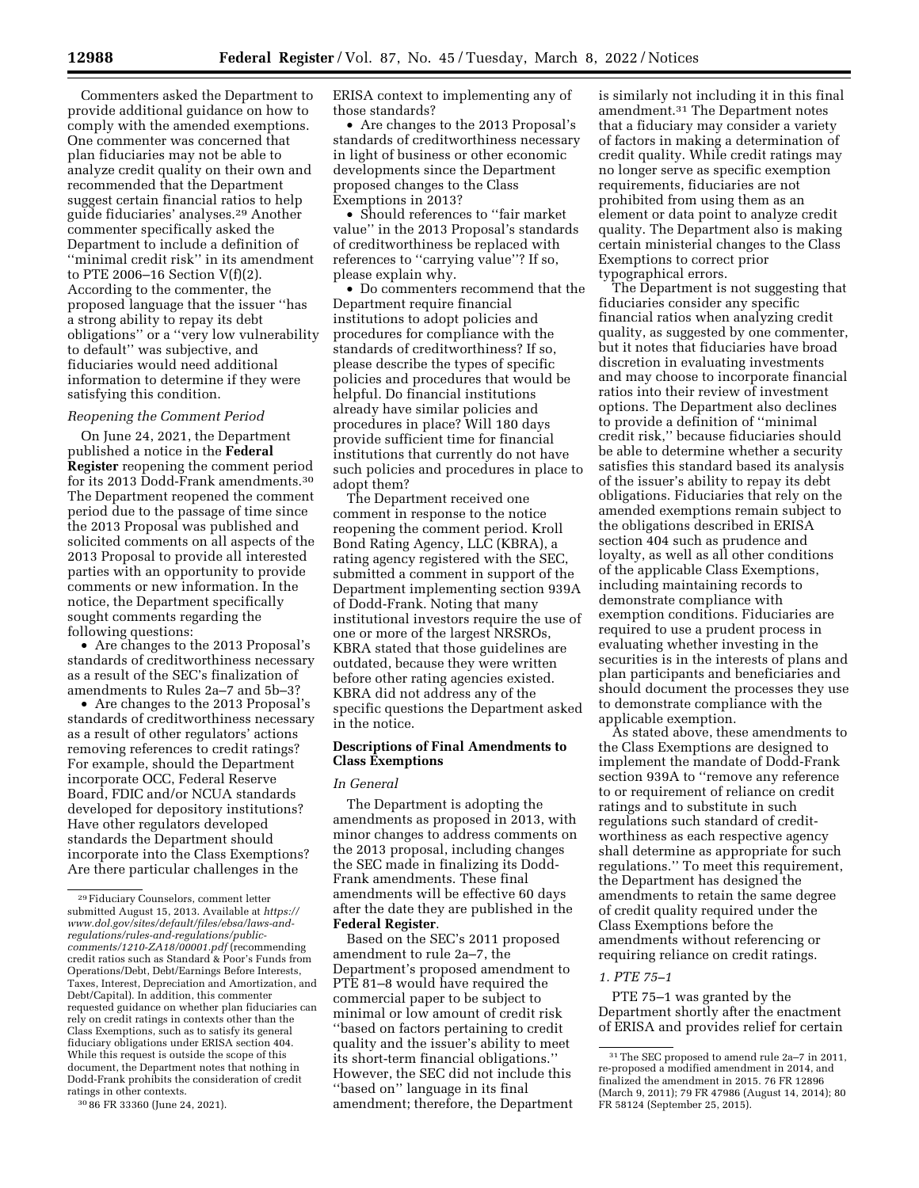Commenters asked the Department to provide additional guidance on how to comply with the amended exemptions. One commenter was concerned that plan fiduciaries may not be able to analyze credit quality on their own and recommended that the Department suggest certain financial ratios to help guide fiduciaries' analyses.[29] Another commenter specifically asked the Department to include a definition of "minimal credit risk" in its amendment to PTE 2006–16 Section V(f)(2). According to the commenter, the proposed language that the issuer "has a strong ability to repay its debt obligations" or a "very low vulnerability to default" was subjective, and fiduciaries would need additional information to determine if they were satisfying this condition.

*Reopening the Comment Period*

On June 24, 2021, the Department published a notice in the **Federal Register** reopening the comment period for its 2013 Dodd-Frank amendments.[30] The Department reopened the comment period due to the passage of time since the 2013 Proposal was published and solicited comments on all aspects of the 2013 Proposal to provide all interested parties with an opportunity to provide comments or new information. In the notice, the Department specifically sought comments regarding the following questions:

- Are changes to the 2013 Proposal's standards of creditworthiness necessary as a result of the SEC's finalization of amendments to Rules 2a–7 and 5b–3?
- Are changes to the 2013 Proposal's standards of creditworthiness necessary as a result of other regulators' actions removing references to credit ratings? For example, should the Department incorporate OCC, Federal Reserve Board, FDIC and/or NCUA standards developed for depository institutions? Have other regulators developed standards the Department should incorporate into the Class Exemptions? Are there particular challenges in the ERISA context to implementing any of those standards?
- Are changes to the 2013 Proposal's standards of creditworthiness necessary in light of business or other economic developments since the Department proposed changes to the Class Exemptions in 2013?
- Should references to "fair market value" in the 2013 Proposal's standards of creditworthiness be replaced with references to "carrying value"? If so, please explain why.
- Do commenters recommend that the Department require financial institutions to adopt policies and procedures for compliance with the standards of creditworthiness? If so, please describe the types of specific policies and procedures that would be helpful. Do financial institutions already have similar policies and procedures in place? Will 180 days provide sufficient time for financial institutions that currently do not have such policies and procedures in place to adopt them?

The Department received one comment in response to the notice reopening the comment period. Kroll Bond Rating Agency, LLC (KBRA), a rating agency registered with the SEC, submitted a comment in support of the Department implementing section 939A of Dodd-Frank. Noting that many institutional investors require the use of one or more of the largest NRSROs, KBRA stated that those guidelines are outdated, because they were written before other rating agencies existed. KBRA did not address any of the specific questions the Department asked in the notice.

## Descriptions of Final Amendments to Class Exemptions

*In General*

The Department is adopting the amendments as proposed in 2013, with minor changes to address comments on the 2013 proposal, including changes the SEC made in finalizing its Dodd-Frank amendments. These final amendments will be effective 60 days after the date they are published in the **Federal Register**.

Based on the SEC's 2011 proposed amendment to rule 2a–7, the Department's proposed amendment to PTE 81–8 would have required the commercial paper to be subject to minimal or low amount of credit risk "based on factors pertaining to credit quality and the issuer's ability to meet its short-term financial obligations." However, the SEC did not include this "based on" language in its final amendment; therefore, the Department is similarly not including it in this final amendment.[31] The Department notes that a fiduciary may consider a variety of factors in making a determination of credit quality. While credit ratings may no longer serve as specific exemption requirements, fiduciaries are not prohibited from using them as an element or data point to analyze credit quality. The Department also is making certain ministerial changes to the Class Exemptions to correct prior typographical errors.

The Department is not suggesting that fiduciaries consider any specific financial ratios when analyzing credit quality, as suggested by one commenter, but it notes that fiduciaries have broad discretion in evaluating investments and may choose to incorporate financial ratios into their review of investment options. The Department also declines to provide a definition of "minimal credit risk," because fiduciaries should be able to determine whether a security satisfies this standard based its analysis of the issuer's ability to repay its debt obligations. Fiduciaries that rely on the amended exemptions remain subject to the obligations described in ERISA section 404 such as prudence and loyalty, as well as all other conditions of the applicable Class Exemptions, including maintaining records to demonstrate compliance with exemption conditions. Fiduciaries are required to use a prudent process in evaluating whether investing in the securities is in the interests of plans and plan participants and beneficiaries and should document the processes they use to demonstrate compliance with the applicable exemption.

As stated above, these amendments to the Class Exemptions are designed to implement the mandate of Dodd-Frank section 939A to "remove any reference to or requirement of reliance on credit ratings and to substitute in such regulations such standard of credit-worthiness as each respective agency shall determine as appropriate for such regulations." To meet this requirement, the Department has designed the amendments to retain the same degree of credit quality required under the Class Exemptions before the amendments without referencing or requiring reliance on credit ratings.

*1. PTE 75–1*

PTE 75–1 was granted by the Department shortly after the enactment of ERISA and provides relief for certain

---

[29] Fiduciary Counselors, comment letter submitted August 15, 2013. Available at *https://www.dol.gov/sites/default/files/ebsa/laws-and-regulations/rules-and-regulations/public-comments/1210-ZA18/00001.pdf* (recommending credit ratios such as Standard & Poor's Funds from Operations/Debt, Debt/Earnings Before Interests, Taxes, Interest, Depreciation and Amortization, and Debt/Capital). In addition, this commenter requested guidance on whether plan fiduciaries can rely on credit ratings in contexts other than the Class Exemptions, such as to satisfy its general fiduciary obligations under ERISA section 404. While this request is outside the scope of this document, the Department notes that nothing in Dodd-Frank prohibits the consideration of credit ratings in other contexts.

[30] 86 FR 33360 (June 24, 2021).

[31] The SEC proposed to amend rule 2a–7 in 2011, re-proposed a modified amendment in 2014, and finalized the amendment in 2015. 76 FR 12896 (March 9, 2011); 79 FR 47986 (August 14, 2014); 80 FR 58124 (September 25, 2015).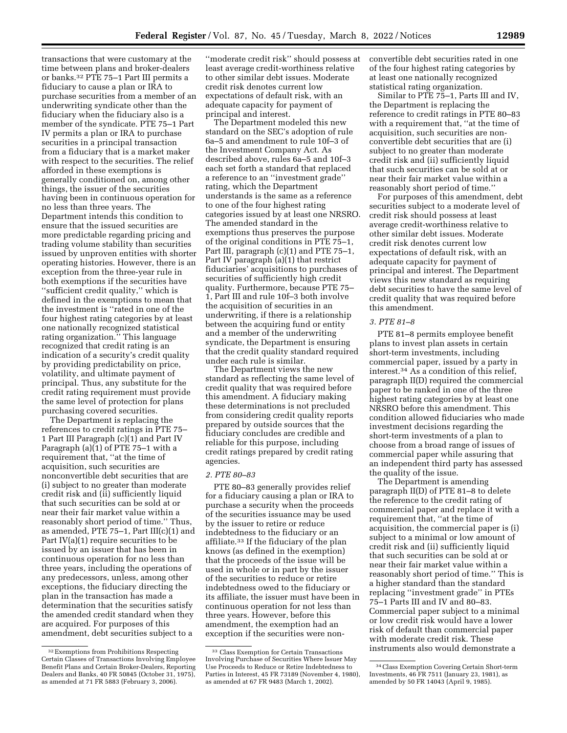transactions that were customary at the time between plans and broker-dealers or banks.[32] PTE 75–1 Part III permits a fiduciary to cause a plan or IRA to purchase securities from a member of an underwriting syndicate other than the fiduciary when the fiduciary also is a member of the syndicate. PTE 75–1 Part IV permits a plan or IRA to purchase securities in a principal transaction from a fiduciary that is a market maker with respect to the securities. The relief afforded in these exemptions is generally conditioned on, among other things, the issuer of the securities having been in continuous operation for no less than three years. The Department intends this condition to ensure that the issued securities are more predictable regarding pricing and trading volume stability than securities issued by unproven entities with shorter operating histories. However, there is an exception from the three-year rule in both exemptions if the securities have ''sufficient credit quality,'' which is defined in the exemptions to mean that the investment is ''rated in one of the four highest rating categories by at least one nationally recognized statistical rating organization.'' This language recognized that credit rating is an indication of a security's credit quality by providing predictability on price, volatility, and ultimate payment of principal. Thus, any substitute for the credit rating requirement must provide the same level of protection for plans purchasing covered securities.

The Department is replacing the references to credit ratings in PTE 75–1 Part III Paragraph (c)(1) and Part IV Paragraph (a)(1) of PTE 75–1 with a requirement that, ''at the time of acquisition, such securities are nonconvertible debt securities that are (i) subject to no greater than moderate credit risk and (ii) sufficiently liquid that such securities can be sold at or near their fair market value within a reasonably short period of time.'' Thus, as amended, PTE 75–1, Part III(c)(1) and Part IV(a)(1) require securities to be issued by an issuer that has been in continuous operation for no less than three years, including the operations of any predecessors, unless, among other exceptions, the fiduciary directing the plan in the transaction has made a determination that the securities satisfy the amended credit standard when they are acquired. For purposes of this amendment, debt securities subject to a ''moderate credit risk'' should possess at least average credit-worthiness relative to other similar debt issues. Moderate credit risk denotes current low expectations of default risk, with an adequate capacity for payment of principal and interest.

The Department modeled this new standard on the SEC's adoption of rule 6a–5 and amendment to rule 10f–3 of the Investment Company Act. As described above, rules 6a–5 and 10f–3 each set forth a standard that replaced a reference to an ''investment grade'' rating, which the Department understands is the same as a reference to one of the four highest rating categories issued by at least one NRSRO. The amended standard in the exemptions thus preserves the purpose of the original conditions in PTE 75–1, Part III, paragraph (c)(1) and PTE 75–1, Part IV paragraph (a)(1) that restrict fiduciaries' acquisitions to purchases of securities of sufficiently high credit quality. Furthermore, because PTE 75–1, Part III and rule 10f–3 both involve the acquisition of securities in an underwriting, if there is a relationship between the acquiring fund or entity and a member of the underwriting syndicate, the Department is ensuring that the credit quality standard required under each rule is similar.

The Department views the new standard as reflecting the same level of credit quality that was required before this amendment. A fiduciary making these determinations is not precluded from considering credit quality reports prepared by outside sources that the fiduciary concludes are credible and reliable for this purpose, including credit ratings prepared by credit rating agencies.

### *2. PTE 80–83*

PTE 80–83 generally provides relief for a fiduciary causing a plan or IRA to purchase a security when the proceeds of the securities issuance may be used by the issuer to retire or reduce indebtedness to the fiduciary or an affiliate.[33] If the fiduciary of the plan knows (as defined in the exemption) that the proceeds of the issue will be used in whole or in part by the issuer of the securities to reduce or retire indebtedness owed to the fiduciary or its affiliate, the issuer must have been in continuous operation for not less than three years. However, before this amendment, the exemption had an exception if the securities were non-convertible debt securities rated in one of the four highest rating categories by at least one nationally recognized statistical rating organization.

Similar to PTE 75–1, Parts III and IV, the Department is replacing the reference to credit ratings in PTE 80–83 with a requirement that, ''at the time of acquisition, such securities are non-convertible debt securities that are (i) subject to no greater than moderate credit risk and (ii) sufficiently liquid that such securities can be sold at or near their fair market value within a reasonably short period of time.''

For purposes of this amendment, debt securities subject to a moderate level of credit risk should possess at least average credit-worthiness relative to other similar debt issues. Moderate credit risk denotes current low expectations of default risk, with an adequate capacity for payment of principal and interest. The Department views this new standard as requiring debt securities to have the same level of credit quality that was required before this amendment.

### *3. PTE 81–8*

PTE 81–8 permits employee benefit plans to invest plan assets in certain short-term investments, including commercial paper, issued by a party in interest.[34] As a condition of this relief, paragraph II(D) required the commercial paper to be ranked in one of the three highest rating categories by at least one NRSRO before this amendment. This condition allowed fiduciaries who made investment decisions regarding the short-term investments of a plan to choose from a broad range of issues of commercial paper while assuring that an independent third party has assessed the quality of the issue.

The Department is amending paragraph II(D) of PTE 81–8 to delete the reference to the credit rating of commercial paper and replace it with a requirement that, ''at the time of acquisition, the commercial paper is (i) subject to a minimal or low amount of credit risk and (ii) sufficiently liquid that such securities can be sold at or near their fair market value within a reasonably short period of time.'' This is a higher standard than the standard replacing ''investment grade'' in PTEs 75–1 Parts III and IV and 80–83. Commercial paper subject to a minimal or low credit risk would have a lower risk of default than commercial paper with moderate credit risk. These instruments also would demonstrate a

---

[32] Exemptions from Prohibitions Respecting Certain Classes of Transactions Involving Employee Benefit Plans and Certain Broker-Dealers, Reporting Dealers and Banks, 40 FR 50845 (October 31, 1975), as amended at 71 FR 5883 (February 3, 2006).

[33] Class Exemption for Certain Transactions Involving Purchase of Securities Where Issuer May Use Proceeds to Reduce or Retire Indebtedness to Parties in Interest, 45 FR 73189 (November 4, 1980), as amended at 67 FR 9483 (March 1, 2002).

[34] Class Exemption Covering Certain Short-term Investments, 46 FR 7511 (January 23, 1981), as amended by 50 FR 14043 (April 9, 1985).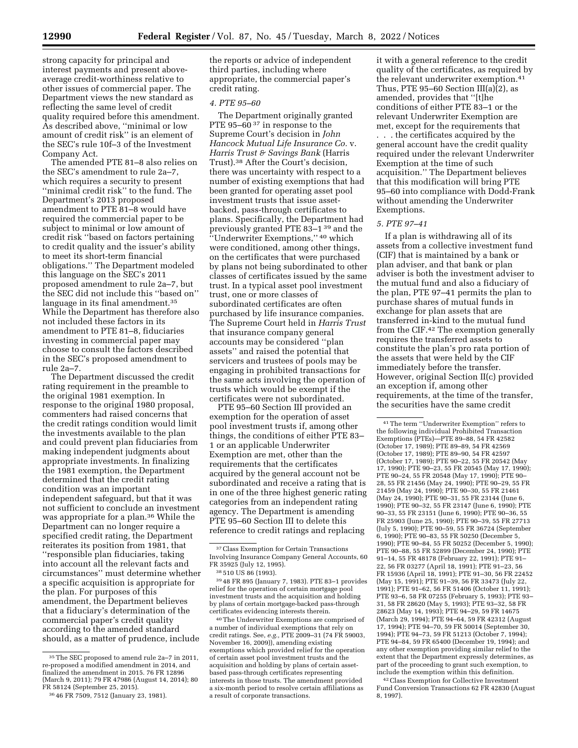strong capacity for principal and interest payments and present above-average credit-worthiness relative to other issues of commercial paper. The Department views the new standard as reflecting the same level of credit quality required before this amendment. As described above, ''minimal or low amount of credit risk'' is an element of the SEC's rule 10f–3 of the Investment Company Act.

The amended PTE 81–8 also relies on the SEC's amendment to rule 2a–7, which requires a security to present ''minimal credit risk'' to the fund. The Department's 2013 proposed amendment to PTE 81–8 would have required the commercial paper to be subject to minimal or low amount of credit risk ''based on factors pertaining to credit quality and the issuer's ability to meet its short-term financial obligations.'' The Department modeled this language on the SEC's 2011 proposed amendment to rule 2a–7, but the SEC did not include this ''based on'' language in its final amendment.[35] While the Department has therefore also not included these factors in its amendment to PTE 81–8, fiduciaries investing in commercial paper may choose to consult the factors described in the SEC's proposed amendment to rule 2a–7.

The Department discussed the credit rating requirement in the preamble to the original 1981 exemption. In response to the original 1980 proposal, commenters had raised concerns that the credit ratings condition would limit the investments available to the plan and could prevent plan fiduciaries from making independent judgments about appropriate investments. In finalizing the 1981 exemption, the Department determined that the credit rating condition was an important independent safeguard, but that it was not sufficient to conclude an investment was appropriate for a plan.[36] While the Department can no longer require a specified credit rating, the Department reiterates its position from 1981, that ''responsible plan fiduciaries, taking into account all the relevant facts and circumstances'' must determine whether a specific acquisition is appropriate for the plan. For purposes of this amendment, the Department believes that a fiduciary's determination of the commercial paper's credit quality according to the amended standard should, as a matter of prudence, include the reports or advice of independent third parties, including where appropriate, the commercial paper's credit rating.

### 4. PTE 95–60

The Department originally granted PTE 95–60[37] in response to the Supreme Court's decision in *John Hancock Mutual Life Insurance Co.* v. *Harris Trust & Savings Bank* (Harris Trust).[38] After the Court's decision, there was uncertainty with respect to a number of existing exemptions that had been granted for operating asset pool investment trusts that issue asset-backed, pass-through certificates to plans. Specifically, the Department had previously granted PTE 83–1[39] and the ''Underwriter Exemptions,''[40] which were conditioned, among other things, on the certificates that were purchased by plans not being subordinated to other classes of certificates issued by the same trust. In a typical asset pool investment trust, one or more classes of subordinated certificates are often purchased by life insurance companies. The Supreme Court held in *Harris Trust* that insurance company general accounts may be considered ''plan assets'' and raised the potential that servicers and trustees of pools may be engaging in prohibited transactions for the same acts involving the operation of trusts which would be exempt if the certificates were not subordinated.

PTE 95–60 Section III provided an exemption for the operation of asset pool investment trusts if, among other things, the conditions of either PTE 83–1 or an applicable Underwriter Exemption are met, other than the requirements that the certificates acquired by the general account not be subordinated and receive a rating that is in one of the three highest generic rating categories from an independent rating agency. The Department is amending PTE 95–60 Section III to delete this reference to credit ratings and replacing it with a general reference to the credit quality of the certificates, as required by the relevant underwriter exemption.[41] Thus, PTE 95–60 Section III(a)(2), as amended, provides that ''[t]he conditions of either PTE 83–1 or the relevant Underwriter Exemption are met, except for the requirements that . . . the certificates acquired by the general account have the credit quality required under the relevant Underwriter Exemption at the time of such acquisition.'' The Department believes that this modification will bring PTE 95–60 into compliance with Dodd-Frank without amending the Underwriter Exemptions.

### 5. PTE 97–41

If a plan is withdrawing all of its assets from a collective investment fund (CIF) that is maintained by a bank or plan adviser, and that bank or plan adviser is both the investment adviser to the mutual fund and also a fiduciary of the plan, PTE 97–41 permits the plan to purchase shares of mutual funds in exchange for plan assets that are transferred in-kind to the mutual fund from the CIF.[42] The exemption generally requires the transferred assets to constitute the plan's pro rata portion of the assets that were held by the CIF immediately before the transfer. However, original Section II(c) provided an exception if, among other requirements, at the time of the transfer, the securities have the same credit

---

[35] The SEC proposed to amend rule 2a–7 in 2011, re-proposed a modified amendment in 2014, and finalized the amendment in 2015. 76 FR 12896 (March 9, 2011); 79 FR 47986 (August 14, 2014); 80 FR 58124 (September 25, 2015).

[36] 46 FR 7509, 7512 (January 23, 1981).

[37] Class Exemption for Certain Transactions Involving Insurance Company General Accounts, 60 FR 35925 (July 12, 1995).

[38] 510 US 86 (1993).

[39] 48 FR 895 (January 7, 1983). PTE 83–1 provides relief for the operation of certain mortgage pool investment trusts and the acquisition and holding by plans of certain mortgage-backed pass-through certificates evidencing interests therein.

[40] The Underwriter Exemptions are comprised of a number of individual exemptions that rely on credit ratings. See, *e.g.,* PTE 2009–31 (74 FR 59003, November 16, 2009)), amending existing exemptions which provided relief for the operation of certain asset pool investment trusts and the acquisition and holding by plans of certain asset-based pass-through certificates representing interests in those trusts. The amendment provided a six-month period to resolve certain affiliations as a result of corporate transactions.

[41] The term ''Underwriter Exemption'' refers to the following individual Prohibited Transaction Exemptions (PTEs)—PTE 89–88, 54 FR 42582 (October 17, 1989); PTE 89–89, 54 FR 42569 (October 17, 1989); PTE 89–90, 54 FR 42597 (October 17, 1989); PTE 90–22, 55 FR 20542 (May 17, 1990); PTE 90–23, 55 FR 20545 (May 17, 1990); PTE 90–24, 55 FR 20548 (May 17, 1990); PTE 90–28, 55 FR 21456 (May 24, 1990); PTE 90–29, 55 FR 21459 (May 24, 1990); PTE 90–30, 55 FR 21461 (May 24, 1990); PTE 90–31, 55 FR 23144 (June 6, 1990); PTE 90–32, 55 FR 23147 (June 6, 1990); PTE 90–33, 55 FR 23151 (June 6, 1990); PTE 90–36, 55 FR 25903 (June 25, 1990); PTE 90–39, 55 FR 27713 (July 5, 1990); PTE 90–59, 55 FR 36724 (September 6, 1990); PTE 90–83, 55 FR 50250 (December 5, 1990); PTE 90–84, 55 FR 50252 (December 5, 1990); PTE 90–88, 55 FR 52899 (December 24, 1990); PTE 91–14, 55 FR 48178 (February 22, 1991); PTE 91–22, 56 FR 03277 (April 18, 1991); PTE 91–23, 56 FR 15936 (April 18, 1991); PTE 91–30, 56 FR 22452 (May 15, 1991); PTE 91–39, 56 FR 33473 (July 22, 1991); PTE 91–62, 56 FR 51406 (October 11, 1991); PTE 93–6, 58 FR 07255 (February 5, 1993); PTE 93–31, 58 FR 28620 (May 5, 1993); PTE 93–32, 58 FR 28623 (May 14, 1993); PTE 94–29, 59 FR 14675 (March 29, 1994); PTE 94–64, 59 FR 42312 (August 17, 1994); PTE 94–70, 59 FR 50014 (September 30, 1994); PTE 94–73, 59 FR 51213 (October 7, 1994); PTE 94–84, 59 FR 65400 (December 19, 1994); and any other exemption providing similar relief to the extent that the Department expressly determines, as part of the proceeding to grant such exemption, to include the exemption within this definition.

[42] Class Exemption for Collective Investment Fund Conversion Transactions 62 FR 42830 (August 8, 1997).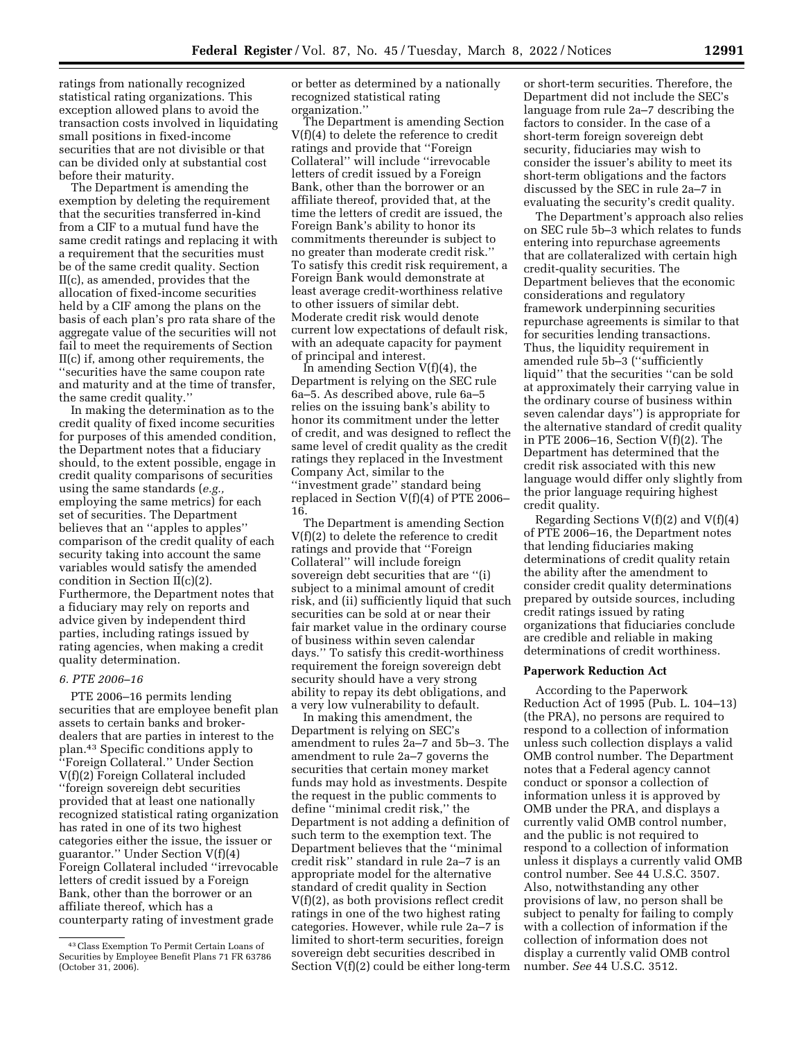ratings from nationally recognized statistical rating organizations. This exception allowed plans to avoid the transaction costs involved in liquidating small positions in fixed-income securities that are not divisible or that can be divided only at substantial cost before their maturity.

The Department is amending the exemption by deleting the requirement that the securities transferred in-kind from a CIF to a mutual fund have the same credit ratings and replacing it with a requirement that the securities must be of the same credit quality. Section II(c), as amended, provides that the allocation of fixed-income securities held by a CIF among the plans on the basis of each plan's pro rata share of the aggregate value of the securities will not fail to meet the requirements of Section II(c) if, among other requirements, the ''securities have the same coupon rate and maturity and at the time of transfer, the same credit quality.''

In making the determination as to the credit quality of fixed income securities for purposes of this amended condition, the Department notes that a fiduciary should, to the extent possible, engage in credit quality comparisons of securities using the same standards (*e.g.,* employing the same metrics) for each set of securities. The Department believes that an ''apples to apples'' comparison of the credit quality of each security taking into account the same variables would satisfy the amended condition in Section II(c)(2). Furthermore, the Department notes that a fiduciary may rely on reports and advice given by independent third parties, including ratings issued by rating agencies, when making a credit quality determination.

### *6. PTE 2006–16*

PTE 2006–16 permits lending securities that are employee benefit plan assets to certain banks and broker-dealers that are parties in interest to the plan.[43] Specific conditions apply to ''Foreign Collateral.'' Under Section V(f)(2) Foreign Collateral included ''foreign sovereign debt securities provided that at least one nationally recognized statistical rating organization has rated in one of its two highest categories either the issue, the issuer or guarantor.'' Under Section V(f)(4) Foreign Collateral included ''irrevocable letters of credit issued by a Foreign Bank, other than the borrower or an affiliate thereof, which has a counterparty rating of investment grade or better as determined by a nationally recognized statistical rating organization.''

The Department is amending Section V(f)(4) to delete the reference to credit ratings and provide that ''Foreign Collateral'' will include ''irrevocable letters of credit issued by a Foreign Bank, other than the borrower or an affiliate thereof, provided that, at the time the letters of credit are issued, the Foreign Bank's ability to honor its commitments thereunder is subject to no greater than moderate credit risk.'' To satisfy this credit risk requirement, a Foreign Bank would demonstrate at least average credit-worthiness relative to other issuers of similar debt. Moderate credit risk would denote current low expectations of default risk, with an adequate capacity for payment of principal and interest.

In amending Section V(f)(4), the Department is relying on the SEC rule 6a–5. As described above, rule 6a–5 relies on the issuing bank's ability to honor its commitment under the letter of credit, and was designed to reflect the same level of credit quality as the credit ratings they replaced in the Investment Company Act, similar to the ''investment grade'' standard being replaced in Section V(f)(4) of PTE 2006–16.

The Department is amending Section V(f)(2) to delete the reference to credit ratings and provide that ''Foreign Collateral'' will include foreign sovereign debt securities that are ''(i) subject to a minimal amount of credit risk, and (ii) sufficiently liquid that such securities can be sold at or near their fair market value in the ordinary course of business within seven calendar days.'' To satisfy this credit-worthiness requirement the foreign sovereign debt security should have a very strong ability to repay its debt obligations, and a very low vulnerability to default.

In making this amendment, the Department is relying on SEC's amendment to rules 2a–7 and 5b–3. The amendment to rule 2a–7 governs the securities that certain money market funds may hold as investments. Despite the request in the public comments to define ''minimal credit risk,'' the Department is not adding a definition of such term to the exemption text. The Department believes that the ''minimal credit risk'' standard in rule 2a–7 is an appropriate model for the alternative standard of credit quality in Section V(f)(2), as both provisions reflect credit ratings in one of the two highest rating categories. However, while rule 2a–7 is limited to short-term securities, foreign sovereign debt securities described in Section V(f)(2) could be either long-term or short-term securities. Therefore, the Department did not include the SEC's language from rule 2a–7 describing the factors to consider. In the case of a short-term foreign sovereign debt security, fiduciaries may wish to consider the issuer's ability to meet its short-term obligations and the factors discussed by the SEC in rule 2a–7 in evaluating the security's credit quality.

The Department's approach also relies on SEC rule 5b–3 which relates to funds entering into repurchase agreements that are collateralized with certain high credit-quality securities. The Department believes that the economic considerations and regulatory framework underpinning securities repurchase agreements is similar to that for securities lending transactions. Thus, the liquidity requirement in amended rule 5b–3 (''sufficiently liquid'' that the securities ''can be sold at approximately their carrying value in the ordinary course of business within seven calendar days'') is appropriate for the alternative standard of credit quality in PTE 2006–16, Section V(f)(2). The Department has determined that the credit risk associated with this new language would differ only slightly from the prior language requiring highest credit quality.

Regarding Sections V(f)(2) and V(f)(4) of PTE 2006–16, the Department notes that lending fiduciaries making determinations of credit quality retain the ability after the amendment to consider credit quality determinations prepared by outside sources, including credit ratings issued by rating organizations that fiduciaries conclude are credible and reliable in making determinations of credit worthiness.

## Paperwork Reduction Act

According to the Paperwork Reduction Act of 1995 (Pub. L. 104–13) (the PRA), no persons are required to respond to a collection of information unless such collection displays a valid OMB control number. The Department notes that a Federal agency cannot conduct or sponsor a collection of information unless it is approved by OMB under the PRA, and displays a currently valid OMB control number, and the public is not required to respond to a collection of information unless it displays a currently valid OMB control number. See 44 U.S.C. 3507. Also, notwithstanding any other provisions of law, no person shall be subject to penalty for failing to comply with a collection of information if the collection of information does not display a currently valid OMB control number. *See* 44 U.S.C. 3512.

---

[43] Class Exemption To Permit Certain Loans of Securities by Employee Benefit Plans 71 FR 63786 (October 31, 2006).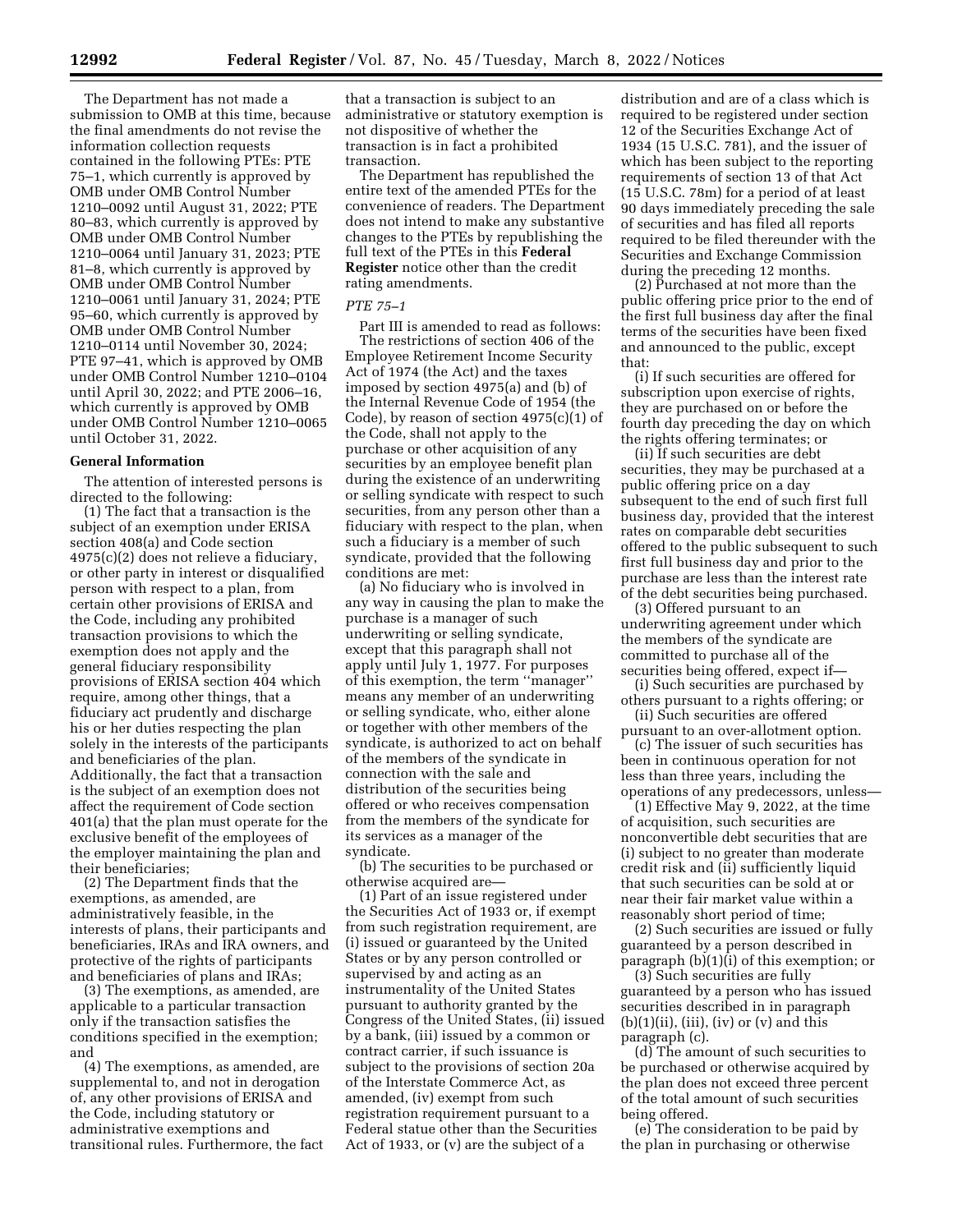The Department has not made a submission to OMB at this time, because the final amendments do not revise the information collection requests contained in the following PTEs: PTE 75–1, which currently is approved by OMB under OMB Control Number 1210–0092 until August 31, 2022; PTE 80–83, which currently is approved by OMB under OMB Control Number 1210–0064 until January 31, 2023; PTE 81–8, which currently is approved by OMB under OMB Control Number 1210–0061 until January 31, 2024; PTE 95–60, which currently is approved by OMB under OMB Control Number 1210–0114 until November 30, 2024; PTE 97–41, which is approved by OMB under OMB Control Number 1210–0104 until April 30, 2022; and PTE 2006–16, which currently is approved by OMB under OMB Control Number 1210–0065 until October 31, 2022.

**General Information**

The attention of interested persons is directed to the following:

(1) The fact that a transaction is the subject of an exemption under ERISA section 408(a) and Code section 4975(c)(2) does not relieve a fiduciary, or other party in interest or disqualified person with respect to a plan, from certain other provisions of ERISA and the Code, including any prohibited transaction provisions to which the exemption does not apply and the general fiduciary responsibility provisions of ERISA section 404 which require, among other things, that a fiduciary act prudently and discharge his or her duties respecting the plan solely in the interests of the participants and beneficiaries of the plan. Additionally, the fact that a transaction is the subject of an exemption does not affect the requirement of Code section 401(a) that the plan must operate for the exclusive benefit of the employees of the employer maintaining the plan and their beneficiaries;

(2) The Department finds that the exemptions, as amended, are administratively feasible, in the interests of plans, their participants and beneficiaries, IRAs and IRA owners, and protective of the rights of participants and beneficiaries of plans and IRAs;

(3) The exemptions, as amended, are applicable to a particular transaction only if the transaction satisfies the conditions specified in the exemption; and

(4) The exemptions, as amended, are supplemental to, and not in derogation of, any other provisions of ERISA and the Code, including statutory or administrative exemptions and transitional rules. Furthermore, the fact that a transaction is subject to an administrative or statutory exemption is not dispositive of whether the transaction is in fact a prohibited transaction.

The Department has republished the entire text of the amended PTEs for the convenience of readers. The Department does not intend to make any substantive changes to the PTEs by republishing the full text of the PTEs in this **Federal Register** notice other than the credit rating amendments.

*PTE 75–1*

Part III is amended to read as follows:

The restrictions of section 406 of the Employee Retirement Income Security Act of 1974 (the Act) and the taxes imposed by section 4975(a) and (b) of the Internal Revenue Code of 1954 (the Code), by reason of section 4975(c)(1) of the Code, shall not apply to the purchase or other acquisition of any securities by an employee benefit plan during the existence of an underwriting or selling syndicate with respect to such securities, from any person other than a fiduciary with respect to the plan, when such a fiduciary is a member of such syndicate, provided that the following conditions are met:

(a) No fiduciary who is involved in any way in causing the plan to make the purchase is a manager of such underwriting or selling syndicate, except that this paragraph shall not apply until July 1, 1977. For purposes of this exemption, the term ''manager'' means any member of an underwriting or selling syndicate, who, either alone or together with other members of the syndicate, is authorized to act on behalf of the members of the syndicate in connection with the sale and distribution of the securities being offered or who receives compensation from the members of the syndicate for its services as a manager of the syndicate.

(b) The securities to be purchased or otherwise acquired are—

(1) Part of an issue registered under the Securities Act of 1933 or, if exempt from such registration requirement, are (i) issued or guaranteed by the United States or by any person controlled or supervised by and acting as an instrumentality of the United States pursuant to authority granted by the Congress of the United States, (ii) issued by a bank, (iii) issued by a common or contract carrier, if such issuance is subject to the provisions of section 20a of the Interstate Commerce Act, as amended, (iv) exempt from such registration requirement pursuant to a Federal statue other than the Securities Act of 1933, or (v) are the subject of a distribution and are of a class which is required to be registered under section 12 of the Securities Exchange Act of 1934 (15 U.S.C. 781), and the issuer of which has been subject to the reporting requirements of section 13 of that Act (15 U.S.C. 78m) for a period of at least 90 days immediately preceding the sale of securities and has filed all reports required to be filed thereunder with the Securities and Exchange Commission during the preceding 12 months.

(2) Purchased at not more than the public offering price prior to the end of the first full business day after the final terms of the securities have been fixed and announced to the public, except that:

(i) If such securities are offered for subscription upon exercise of rights, they are purchased on or before the fourth day preceding the day on which the rights offering terminates; or

(ii) If such securities are debt securities, they may be purchased at a public offering price on a day subsequent to the end of such first full business day, provided that the interest rates on comparable debt securities offered to the public subsequent to such first full business day and prior to the purchase are less than the interest rate of the debt securities being purchased.

(3) Offered pursuant to an underwriting agreement under which the members of the syndicate are committed to purchase all of the securities being offered, expect if—

(i) Such securities are purchased by others pursuant to a rights offering; or

(ii) Such securities are offered pursuant to an over-allotment option.

(c) The issuer of such securities has been in continuous operation for not less than three years, including the operations of any predecessors, unless—

(1) Effective May 9, 2022, at the time of acquisition, such securities are nonconvertible debt securities that are (i) subject to no greater than moderate credit risk and (ii) sufficiently liquid that such securities can be sold at or near their fair market value within a reasonably short period of time;

(2) Such securities are issued or fully guaranteed by a person described in paragraph (b)(1)(i) of this exemption; or

(3) Such securities are fully guaranteed by a person who has issued securities described in in paragraph (b)(1)(ii), (iii), (iv) or (v) and this paragraph (c).

(d) The amount of such securities to be purchased or otherwise acquired by the plan does not exceed three percent of the total amount of such securities being offered.

(e) The consideration to be paid by the plan in purchasing or otherwise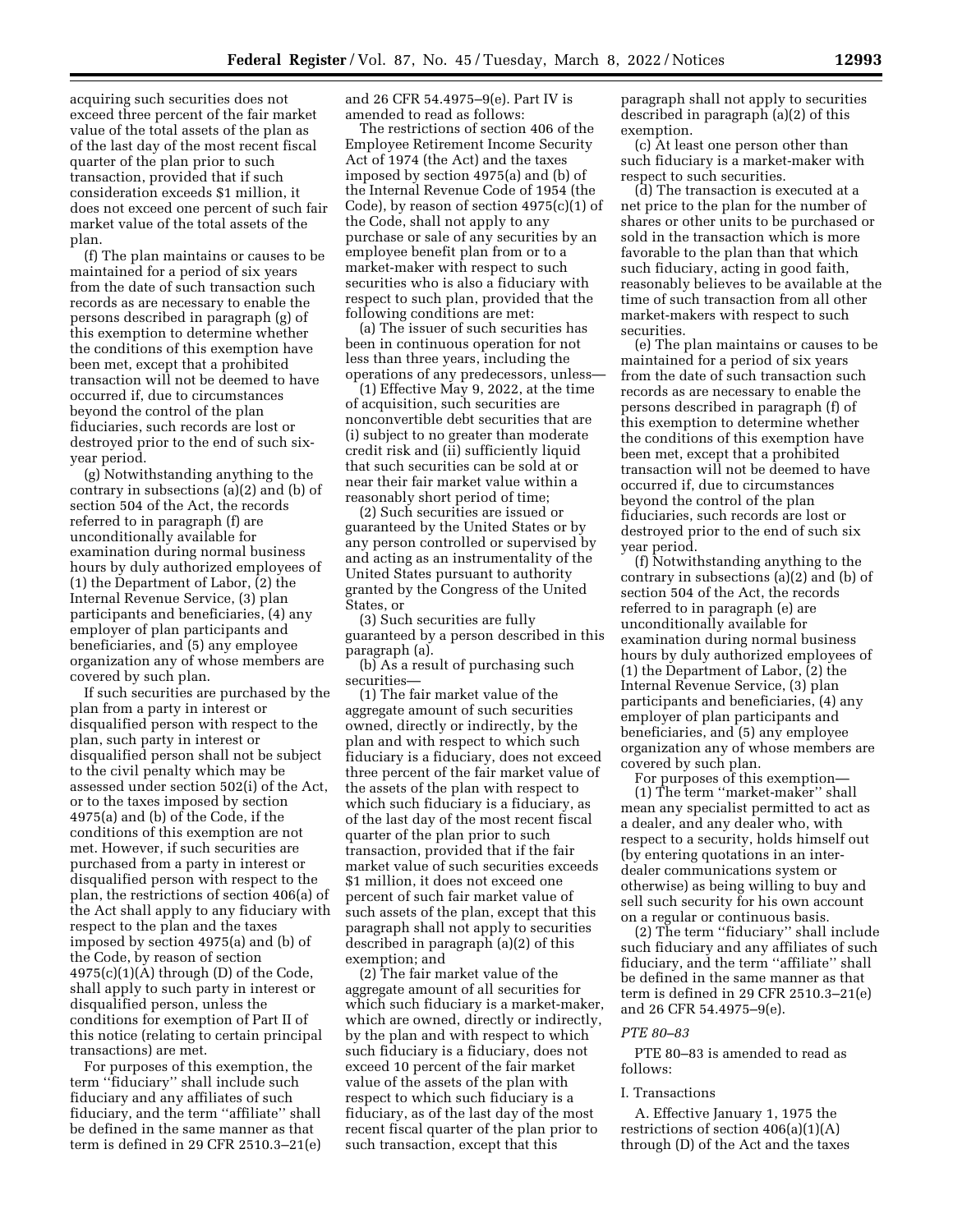acquiring such securities does not exceed three percent of the fair market value of the total assets of the plan as of the last day of the most recent fiscal quarter of the plan prior to such transaction, provided that if such consideration exceeds $1 million, it does not exceed one percent of such fair market value of the total assets of the plan.

(f) The plan maintains or causes to be maintained for a period of six years from the date of such transaction such records as are necessary to enable the persons described in paragraph (g) of this exemption to determine whether the conditions of this exemption have been met, except that a prohibited transaction will not be deemed to have occurred if, due to circumstances beyond the control of the plan fiduciaries, such records are lost or destroyed prior to the end of such six-year period.

(g) Notwithstanding anything to the contrary in subsections (a)(2) and (b) of section 504 of the Act, the records referred to in paragraph (f) are unconditionally available for examination during normal business hours by duly authorized employees of (1) the Department of Labor, (2) the Internal Revenue Service, (3) plan participants and beneficiaries, (4) any employer of plan participants and beneficiaries, and (5) any employee organization any of whose members are covered by such plan.

If such securities are purchased by the plan from a party in interest or disqualified person with respect to the plan, such party in interest or disqualified person shall not be subject to the civil penalty which may be assessed under section 502(i) of the Act, or to the taxes imposed by section 4975(a) and (b) of the Code, if the conditions of this exemption are not met. However, if such securities are purchased from a party in interest or disqualified person with respect to the plan, the restrictions of section 406(a) of the Act shall apply to any fiduciary with respect to the plan and the taxes imposed by section 4975(a) and (b) of the Code, by reason of section 4975(c)(1)(A) through (D) of the Code, shall apply to such party in interest or disqualified person, unless the conditions for exemption of Part II of this notice (relating to certain principal transactions) are met.

For purposes of this exemption, the term "fiduciary" shall include such fiduciary and any affiliates of such fiduciary, and the term "affiliate" shall be defined in the same manner as that term is defined in 29 CFR 2510.3–21(e) and 26 CFR 54.4975–9(e). Part IV is amended to read as follows:

The restrictions of section 406 of the Employee Retirement Income Security Act of 1974 (the Act) and the taxes imposed by section 4975(a) and (b) of the Internal Revenue Code of 1954 (the Code), by reason of section 4975(c)(1) of the Code, shall not apply to any purchase or sale of any securities by an employee benefit plan from or to a market-maker with respect to such securities who is also a fiduciary with respect to such plan, provided that the following conditions are met:

(a) The issuer of such securities has been in continuous operation for not less than three years, including the operations of any predecessors, unless—

(1) Effective May 9, 2022, at the time of acquisition, such securities are nonconvertible debt securities that are (i) subject to no greater than moderate credit risk and (ii) sufficiently liquid that such securities can be sold at or near their fair market value within a reasonably short period of time;

(2) Such securities are issued or guaranteed by the United States or by any person controlled or supervised by and acting as an instrumentality of the United States pursuant to authority granted by the Congress of the United States, or

(3) Such securities are fully guaranteed by a person described in this paragraph (a).

(b) As a result of purchasing such securities—

(1) The fair market value of the aggregate amount of such securities owned, directly or indirectly, by the plan and with respect to which such fiduciary is a fiduciary, does not exceed three percent of the fair market value of the assets of the plan with respect to which such fiduciary is a fiduciary, as of the last day of the most recent fiscal quarter of the plan prior to such transaction, provided that if the fair market value of such securities exceeds $1 million, it does not exceed one percent of such fair market value of such assets of the plan, except that this paragraph shall not apply to securities described in paragraph (a)(2) of this exemption; and

(2) The fair market value of the aggregate amount of all securities for which such fiduciary is a market-maker, which are owned, directly or indirectly, by the plan and with respect to which such fiduciary is a fiduciary, does not exceed 10 percent of the fair market value of the assets of the plan with respect to which such fiduciary is a fiduciary, as of the last day of the most recent fiscal quarter of the plan prior to such transaction, except that this paragraph shall not apply to securities described in paragraph (a)(2) of this exemption.

(c) At least one person other than such fiduciary is a market-maker with respect to such securities.

(d) The transaction is executed at a net price to the plan for the number of shares or other units to be purchased or sold in the transaction which is more favorable to the plan than that which such fiduciary, acting in good faith, reasonably believes to be available at the time of such transaction from all other market-makers with respect to such securities.

(e) The plan maintains or causes to be maintained for a period of six years from the date of such transaction such records as are necessary to enable the persons described in paragraph (f) of this exemption to determine whether the conditions of this exemption have been met, except that a prohibited transaction will not be deemed to have occurred if, due to circumstances beyond the control of the plan fiduciaries, such records are lost or destroyed prior to the end of such six year period.

(f) Notwithstanding anything to the contrary in subsections (a)(2) and (b) of section 504 of the Act, the records referred to in paragraph (e) are unconditionally available for examination during normal business hours by duly authorized employees of (1) the Department of Labor, (2) the Internal Revenue Service, (3) plan participants and beneficiaries, (4) any employer of plan participants and beneficiaries, and (5) any employee organization any of whose members are covered by such plan.

For purposes of this exemption—

(1) The term "market-maker" shall mean any specialist permitted to act as a dealer, and any dealer who, with respect to a security, holds himself out (by entering quotations in an inter-dealer communications system or otherwise) as being willing to buy and sell such security for his own account on a regular or continuous basis.

(2) The term "fiduciary" shall include such fiduciary and any affiliates of such fiduciary, and the term "affiliate" shall be defined in the same manner as that term is defined in 29 CFR 2510.3–21(e) and 26 CFR 54.4975–9(e).

*PTE 80–83*

PTE 80–83 is amended to read as follows:

I. Transactions

A. Effective January 1, 1975 the restrictions of section 406(a)(1)(A) through (D) of the Act and the taxes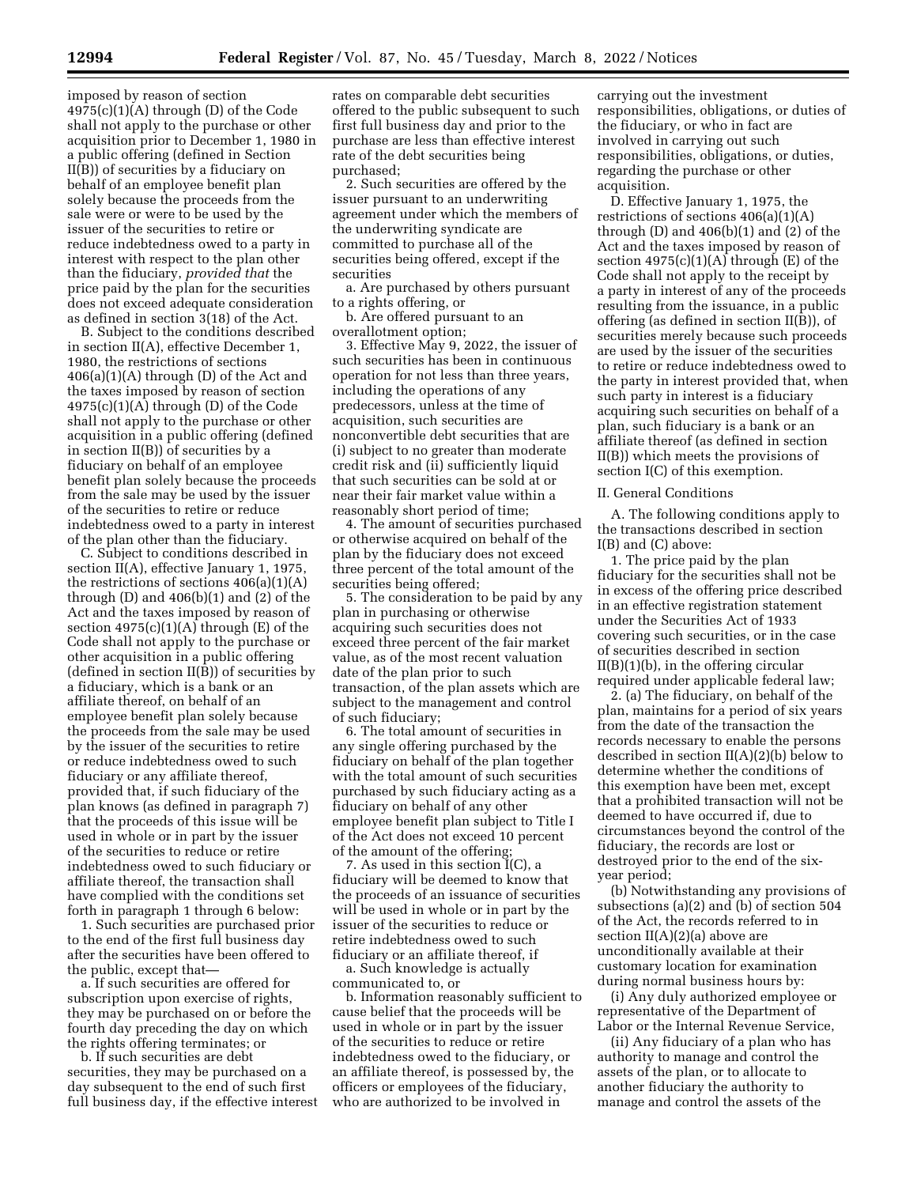imposed by reason of section 4975(c)(1)(A) through (D) of the Code shall not apply to the purchase or other acquisition prior to December 1, 1980 in a public offering (defined in Section II(B)) of securities by a fiduciary on behalf of an employee benefit plan solely because the proceeds from the sale were or were to be used by the issuer of the securities to retire or reduce indebtedness owed to a party in interest with respect to the plan other than the fiduciary, *provided that* the price paid by the plan for the securities does not exceed adequate consideration as defined in section 3(18) of the Act.

B. Subject to the conditions described in section II(A), effective December 1, 1980, the restrictions of sections 406(a)(1)(A) through (D) of the Act and the taxes imposed by reason of section 4975(c)(1)(A) through (D) of the Code shall not apply to the purchase or other acquisition in a public offering (defined in section II(B)) of securities by a fiduciary on behalf of an employee benefit plan solely because the proceeds from the sale may be used by the issuer of the securities to retire or reduce indebtedness owed to a party in interest of the plan other than the fiduciary.

C. Subject to conditions described in section II(A), effective January 1, 1975, the restrictions of sections 406(a)(1)(A) through (D) and 406(b)(1) and (2) of the Act and the taxes imposed by reason of section 4975(c)(1)(A) through (E) of the Code shall not apply to the purchase or other acquisition in a public offering (defined in section II(B)) of securities by a fiduciary, which is a bank or an affiliate thereof, on behalf of an employee benefit plan solely because the proceeds from the sale may be used by the issuer of the securities to retire or reduce indebtedness owed to such fiduciary or any affiliate thereof, provided that, if such fiduciary of the plan knows (as defined in paragraph 7) that the proceeds of this issue will be used in whole or in part by the issuer of the securities to reduce or retire indebtedness owed to such fiduciary or affiliate thereof, the transaction shall have complied with the conditions set forth in paragraph 1 through 6 below:

1. Such securities are purchased prior to the end of the first full business day after the securities have been offered to the public, except that—

a. If such securities are offered for subscription upon exercise of rights, they may be purchased on or before the fourth day preceding the day on which the rights offering terminates; or

b. If such securities are debt securities, they may be purchased on a day subsequent to the end of such first full business day, if the effective interest rates on comparable debt securities offered to the public subsequent to such first full business day and prior to the purchase are less than effective interest rate of the debt securities being purchased;

2. Such securities are offered by the issuer pursuant to an underwriting agreement under which the members of the underwriting syndicate are committed to purchase all of the securities being offered, except if the securities

a. Are purchased by others pursuant to a rights offering, or

b. Are offered pursuant to an overallotment option;

3. Effective May 9, 2022, the issuer of such securities has been in continuous operation for not less than three years, including the operations of any predecessors, unless at the time of acquisition, such securities are nonconvertible debt securities that are (i) subject to no greater than moderate credit risk and (ii) sufficiently liquid that such securities can be sold at or near their fair market value within a reasonably short period of time;

4. The amount of securities purchased or otherwise acquired on behalf of the plan by the fiduciary does not exceed three percent of the total amount of the securities being offered;

5. The consideration to be paid by any plan in purchasing or otherwise acquiring such securities does not exceed three percent of the fair market value, as of the most recent valuation date of the plan prior to such transaction, of the plan assets which are subject to the management and control of such fiduciary;

6. The total amount of securities in any single offering purchased by the fiduciary on behalf of the plan together with the total amount of such securities purchased by such fiduciary acting as a fiduciary on behalf of any other employee benefit plan subject to Title I of the Act does not exceed 10 percent of the amount of the offering;

7. As used in this section I(C), a fiduciary will be deemed to know that the proceeds of an issuance of securities will be used in whole or in part by the issuer of the securities to reduce or retire indebtedness owed to such fiduciary or an affiliate thereof, if

a. Such knowledge is actually communicated to, or

b. Information reasonably sufficient to cause belief that the proceeds will be used in whole or in part by the issuer of the securities to reduce or retire indebtedness owed to the fiduciary, or an affiliate thereof, is possessed by, the officers or employees of the fiduciary, who are authorized to be involved in carrying out the investment responsibilities, obligations, or duties of the fiduciary, or who in fact are involved in carrying out such responsibilities, obligations, or duties, regarding the purchase or other acquisition.

D. Effective January 1, 1975, the restrictions of sections 406(a)(1)(A) through (D) and 406(b)(1) and (2) of the Act and the taxes imposed by reason of section 4975(c)(1)(A) through (E) of the Code shall not apply to the receipt by a party in interest of any of the proceeds resulting from the issuance, in a public offering (as defined in section II(B)), of securities merely because such proceeds are used by the issuer of the securities to retire or reduce indebtedness owed to the party in interest provided that, when such party in interest is a fiduciary acquiring such securities on behalf of a plan, such fiduciary is a bank or an affiliate thereof (as defined in section II(B)) which meets the provisions of section I(C) of this exemption.

II. General Conditions

A. The following conditions apply to the transactions described in section I(B) and (C) above:

1. The price paid by the plan fiduciary for the securities shall not be in excess of the offering price described in an effective registration statement under the Securities Act of 1933 covering such securities, or in the case of securities described in section II(B)(1)(b), in the offering circular required under applicable federal law;

2. (a) The fiduciary, on behalf of the plan, maintains for a period of six years from the date of the transaction the records necessary to enable the persons described in section II(A)(2)(b) below to determine whether the conditions of this exemption have been met, except that a prohibited transaction will not be deemed to have occurred if, due to circumstances beyond the control of the fiduciary, the records are lost or destroyed prior to the end of the six-year period;

(b) Notwithstanding any provisions of subsections (a)(2) and (b) of section 504 of the Act, the records referred to in section II(A)(2)(a) above are unconditionally available at their customary location for examination during normal business hours by:

(i) Any duly authorized employee or representative of the Department of Labor or the Internal Revenue Service,

(ii) Any fiduciary of a plan who has authority to manage and control the assets of the plan, or to allocate to another fiduciary the authority to manage and control the assets of the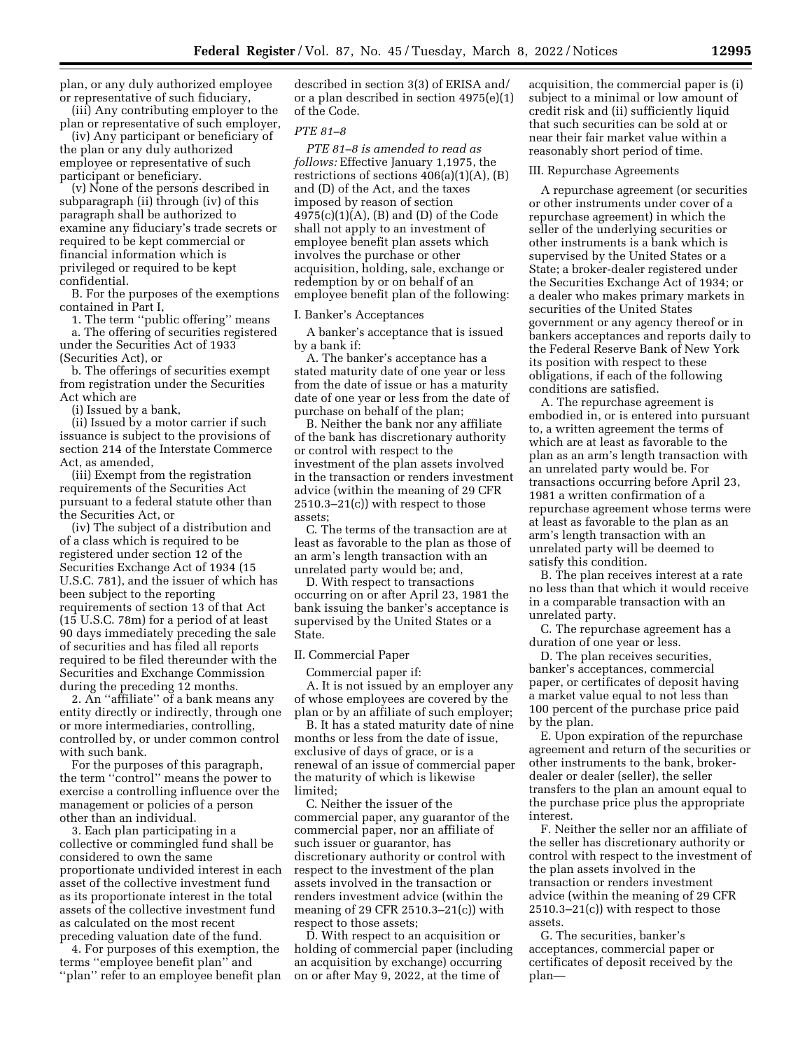plan, or any duly authorized employee or representative of such fiduciary,

(iii) Any contributing employer to the plan or representative of such employer,

(iv) Any participant or beneficiary of the plan or any duly authorized employee or representative of such participant or beneficiary.

(v) None of the persons described in subparagraph (ii) through (iv) of this paragraph shall be authorized to examine any fiduciary's trade secrets or required to be kept commercial or financial information which is privileged or required to be kept confidential.

B. For the purposes of the exemptions contained in Part I,

1. The term ''public offering'' means

a. The offering of securities registered under the Securities Act of 1933 (Securities Act), or

b. The offerings of securities exempt from registration under the Securities Act which are

(i) Issued by a bank,

(ii) Issued by a motor carrier if such issuance is subject to the provisions of section 214 of the Interstate Commerce Act, as amended,

(iii) Exempt from the registration requirements of the Securities Act pursuant to a federal statute other than the Securities Act, or

(iv) The subject of a distribution and of a class which is required to be registered under section 12 of the Securities Exchange Act of 1934 (15 U.S.C. 781), and the issuer of which has been subject to the reporting requirements of section 13 of that Act (15 U.S.C. 78m) for a period of at least 90 days immediately preceding the sale of securities and has filed all reports required to be filed thereunder with the Securities and Exchange Commission during the preceding 12 months.

2. An ''affiliate'' of a bank means any entity directly or indirectly, through one or more intermediaries, controlling, controlled by, or under common control with such bank.

For the purposes of this paragraph, the term ''control'' means the power to exercise a controlling influence over the management or policies of a person other than an individual.

3. Each plan participating in a collective or commingled fund shall be considered to own the same proportionate undivided interest in each asset of the collective investment fund as its proportionate interest in the total assets of the collective investment fund as calculated on the most recent preceding valuation date of the fund.

4. For purposes of this exemption, the terms ''employee benefit plan'' and ''plan'' refer to an employee benefit plan described in section 3(3) of ERISA and/or a plan described in section 4975(e)(1) of the Code.

*PTE 81–8*

*PTE 81–8 is amended to read as follows:* Effective January 1,1975, the restrictions of sections 406(a)(1)(A), (B) and (D) of the Act, and the taxes imposed by reason of section 4975(c)(1)(A), (B) and (D) of the Code shall not apply to an investment of employee benefit plan assets which involves the purchase or other acquisition, holding, sale, exchange or redemption by or on behalf of an employee benefit plan of the following:

I. Banker's Acceptances

A banker's acceptance that is issued by a bank if:

A. The banker's acceptance has a stated maturity date of one year or less from the date of issue or has a maturity date of one year or less from the date of purchase on behalf of the plan;

B. Neither the bank nor any affiliate of the bank has discretionary authority or control with respect to the investment of the plan assets involved in the transaction or renders investment advice (within the meaning of 29 CFR 2510.3–21(c)) with respect to those assets;

C. The terms of the transaction are at least as favorable to the plan as those of an arm's length transaction with an unrelated party would be; and,

D. With respect to transactions occurring on or after April 23, 1981 the bank issuing the banker's acceptance is supervised by the United States or a State.

II. Commercial Paper

Commercial paper if:

A. It is not issued by an employer any of whose employees are covered by the plan or by an affiliate of such employer;

B. It has a stated maturity date of nine months or less from the date of issue, exclusive of days of grace, or is a renewal of an issue of commercial paper the maturity of which is likewise limited;

C. Neither the issuer of the commercial paper, any guarantor of the commercial paper, nor an affiliate of such issuer or guarantor, has discretionary authority or control with respect to the investment of the plan assets involved in the transaction or renders investment advice (within the meaning of 29 CFR 2510.3–21(c)) with respect to those assets;

D. With respect to an acquisition or holding of commercial paper (including an acquisition by exchange) occurring on or after May 9, 2022, at the time of acquisition, the commercial paper is (i) subject to a minimal or low amount of credit risk and (ii) sufficiently liquid that such securities can be sold at or near their fair market value within a reasonably short period of time.

III. Repurchase Agreements

A repurchase agreement (or securities or other instruments under cover of a repurchase agreement) in which the seller of the underlying securities or other instruments is a bank which is supervised by the United States or a State; a broker-dealer registered under the Securities Exchange Act of 1934; or a dealer who makes primary markets in securities of the United States government or any agency thereof or in bankers acceptances and reports daily to the Federal Reserve Bank of New York its position with respect to these obligations, if each of the following conditions are satisfied.

A. The repurchase agreement is embodied in, or is entered into pursuant to, a written agreement the terms of which are at least as favorable to the plan as an arm's length transaction with an unrelated party would be. For transactions occurring before April 23, 1981 a written confirmation of a repurchase agreement whose terms were at least as favorable to the plan as an arm's length transaction with an unrelated party will be deemed to satisfy this condition.

B. The plan receives interest at a rate no less than that which it would receive in a comparable transaction with an unrelated party.

C. The repurchase agreement has a duration of one year or less.

D. The plan receives securities, banker's acceptances, commercial paper, or certificates of deposit having a market value equal to not less than 100 percent of the purchase price paid by the plan.

E. Upon expiration of the repurchase agreement and return of the securities or other instruments to the bank, broker-dealer or dealer (seller), the seller transfers to the plan an amount equal to the purchase price plus the appropriate interest.

F. Neither the seller nor an affiliate of the seller has discretionary authority or control with respect to the investment of the plan assets involved in the transaction or renders investment advice (within the meaning of 29 CFR 2510.3–21(c)) with respect to those assets.

G. The securities, banker's acceptances, commercial paper or certificates of deposit received by the plan—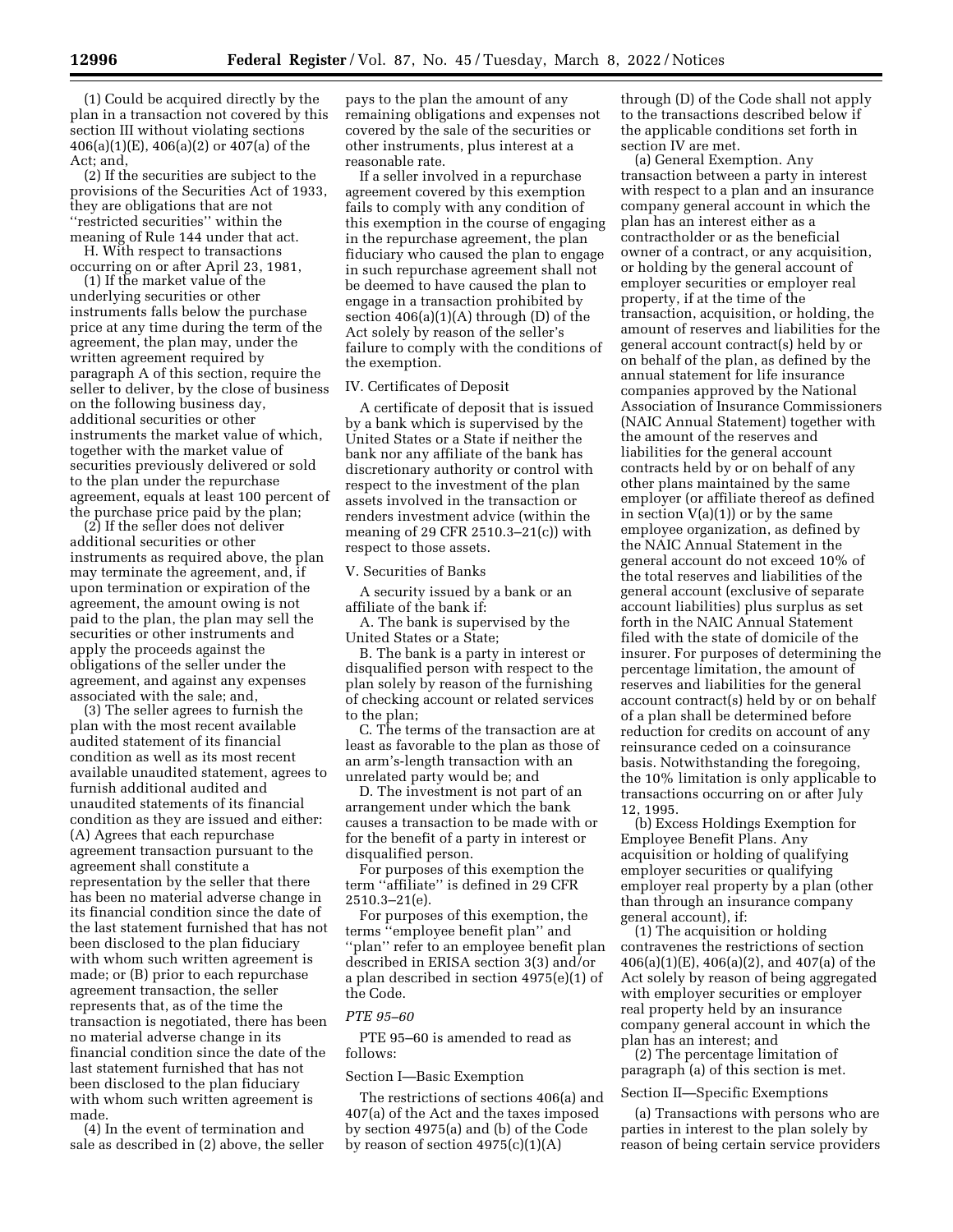(1) Could be acquired directly by the plan in a transaction not covered by this section III without violating sections 406(a)(1)(E), 406(a)(2) or 407(a) of the Act; and,

(2) If the securities are subject to the provisions of the Securities Act of 1933, they are obligations that are not "restricted securities" within the meaning of Rule 144 under that act.

H. With respect to transactions occurring on or after April 23, 1981,

(1) If the market value of the underlying securities or other instruments falls below the purchase price at any time during the term of the agreement, the plan may, under the written agreement required by paragraph A of this section, require the seller to deliver, by the close of business on the following business day, additional securities or other instruments the market value of which, together with the market value of securities previously delivered or sold to the plan under the repurchase agreement, equals at least 100 percent of the purchase price paid by the plan;

(2) If the seller does not deliver additional securities or other instruments as required above, the plan may terminate the agreement, and, if upon termination or expiration of the agreement, the amount owing is not paid to the plan, the plan may sell the securities or other instruments and apply the proceeds against the obligations of the seller under the agreement, and against any expenses associated with the sale; and,

(3) The seller agrees to furnish the plan with the most recent available audited statement of its financial condition as well as its most recent available unaudited statement, agrees to furnish additional audited and unaudited statements of its financial condition as they are issued and either: (A) Agrees that each repurchase agreement transaction pursuant to the agreement shall constitute a representation by the seller that there has been no material adverse change in its financial condition since the date of the last statement furnished that has not been disclosed to the plan fiduciary with whom such written agreement is made; or (B) prior to each repurchase agreement transaction, the seller represents that, as of the time the transaction is negotiated, there has been no material adverse change in its financial condition since the date of the last statement furnished that has not been disclosed to the plan fiduciary with whom such written agreement is made.

(4) In the event of termination and sale as described in (2) above, the seller pays to the plan the amount of any remaining obligations and expenses not covered by the sale of the securities or other instruments, plus interest at a reasonable rate.

If a seller involved in a repurchase agreement covered by this exemption fails to comply with any condition of this exemption in the course of engaging in the repurchase agreement, the plan fiduciary who caused the plan to engage in such repurchase agreement shall not be deemed to have caused the plan to engage in a transaction prohibited by section 406(a)(1)(A) through (D) of the Act solely by reason of the seller's failure to comply with the conditions of the exemption.

IV. Certificates of Deposit

A certificate of deposit that is issued by a bank which is supervised by the United States or a State if neither the bank nor any affiliate of the bank has discretionary authority or control with respect to the investment of the plan assets involved in the transaction or renders investment advice (within the meaning of 29 CFR 2510.3–21(c)) with respect to those assets.

V. Securities of Banks

A security issued by a bank or an affiliate of the bank if:

A. The bank is supervised by the United States or a State;

B. The bank is a party in interest or disqualified person with respect to the plan solely by reason of the furnishing of checking account or related services to the plan;

C. The terms of the transaction are at least as favorable to the plan as those of an arm's-length transaction with an unrelated party would be; and

D. The investment is not part of an arrangement under which the bank causes a transaction to be made with or for the benefit of a party in interest or disqualified person.

For purposes of this exemption the term "affiliate" is defined in 29 CFR 2510.3–21(e).

For purposes of this exemption, the terms "employee benefit plan" and "plan" refer to an employee benefit plan described in ERISA section 3(3) and/or a plan described in section 4975(e)(1) of the Code.

*PTE 95–60*

PTE 95–60 is amended to read as follows:

Section I—Basic Exemption

The restrictions of sections 406(a) and 407(a) of the Act and the taxes imposed by section 4975(a) and (b) of the Code by reason of section 4975(c)(1)(A) through (D) of the Code shall not apply to the transactions described below if the applicable conditions set forth in section IV are met.

(a) General Exemption. Any transaction between a party in interest with respect to a plan and an insurance company general account in which the plan has an interest either as a contractholder or as the beneficial owner of a contract, or any acquisition, or holding by the general account of employer securities or employer real property, if at the time of the transaction, acquisition, or holding, the amount of reserves and liabilities for the general account contract(s) held by or on behalf of the plan, as defined by the annual statement for life insurance companies approved by the National Association of Insurance Commissioners (NAIC Annual Statement) together with the amount of the reserves and liabilities for the general account contracts held by or on behalf of any other plans maintained by the same employer (or affiliate thereof as defined in section V(a)(1)) or by the same employee organization, as defined by the NAIC Annual Statement in the general account do not exceed 10% of the total reserves and liabilities of the general account (exclusive of separate account liabilities) plus surplus as set forth in the NAIC Annual Statement filed with the state of domicile of the insurer. For purposes of determining the percentage limitation, the amount of reserves and liabilities for the general account contract(s) held by or on behalf of a plan shall be determined before reduction for credits on account of any reinsurance ceded on a coinsurance basis. Notwithstanding the foregoing, the 10% limitation is only applicable to transactions occurring on or after July 12, 1995.

(b) Excess Holdings Exemption for Employee Benefit Plans. Any acquisition or holding of qualifying employer securities or qualifying employer real property by a plan (other than through an insurance company general account), if:

(1) The acquisition or holding contravenes the restrictions of section 406(a)(1)(E), 406(a)(2), and 407(a) of the Act solely by reason of being aggregated with employer securities or employer real property held by an insurance company general account in which the plan has an interest; and

(2) The percentage limitation of paragraph (a) of this section is met.

Section II—Specific Exemptions

(a) Transactions with persons who are parties in interest to the plan solely by reason of being certain service providers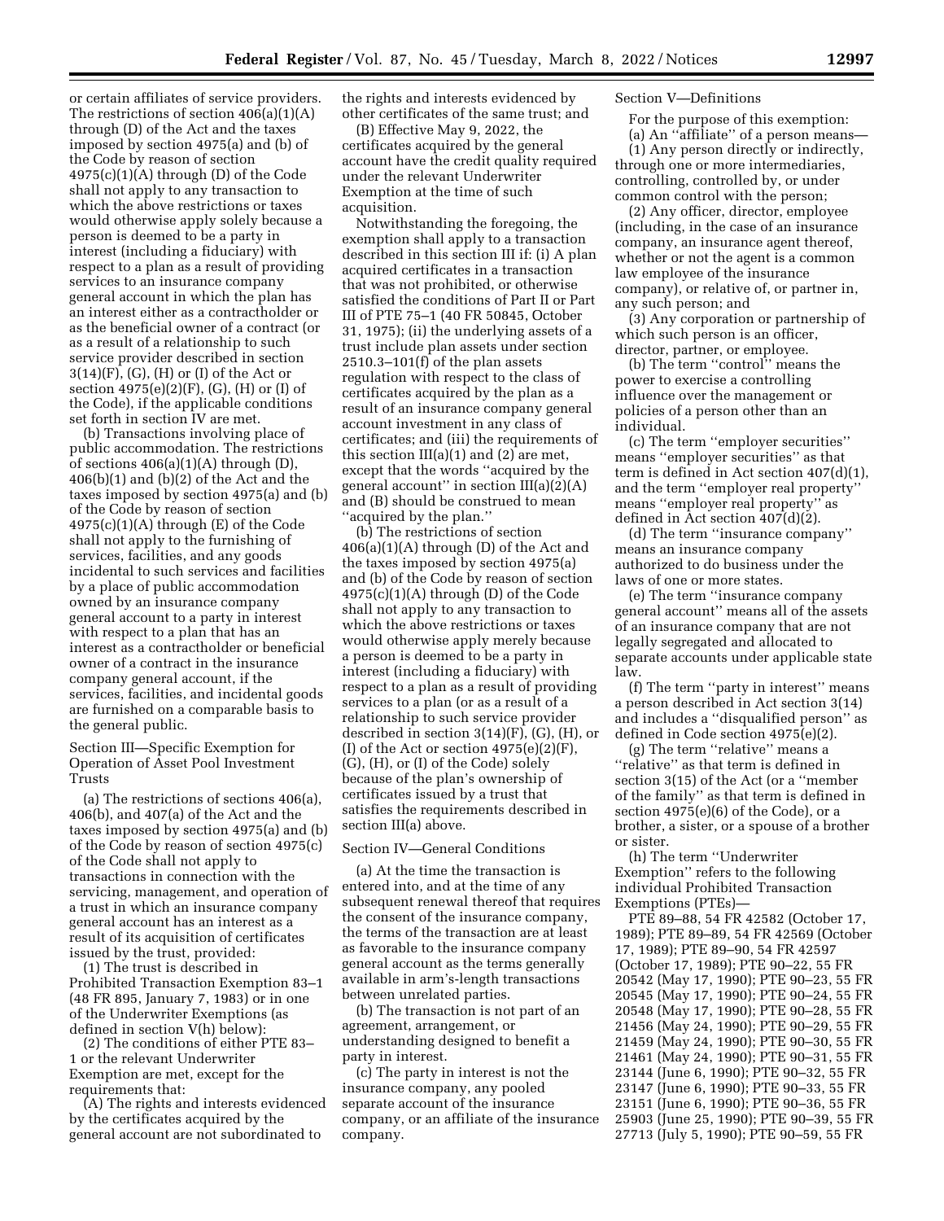or certain affiliates of service providers. The restrictions of section 406(a)(1)(A) through (D) of the Act and the taxes imposed by section 4975(a) and (b) of the Code by reason of section 4975(c)(1)(A) through (D) of the Code shall not apply to any transaction to which the above restrictions or taxes would otherwise apply solely because a person is deemed to be a party in interest (including a fiduciary) with respect to a plan as a result of providing services to an insurance company general account in which the plan has an interest either as a contractholder or as the beneficial owner of a contract (or as a result of a relationship to such service provider described in section 3(14)(F), (G), (H) or (I) of the Act or section 4975(e)(2)(F), (G), (H) or (I) of the Code), if the applicable conditions set forth in section IV are met.

(b) Transactions involving place of public accommodation. The restrictions of sections 406(a)(1)(A) through (D), 406(b)(1) and (b)(2) of the Act and the taxes imposed by section 4975(a) and (b) of the Code by reason of section 4975(c)(1)(A) through (E) of the Code shall not apply to the furnishing of services, facilities, and any goods incidental to such services and facilities by a place of public accommodation owned by an insurance company general account to a party in interest with respect to a plan that has an interest as a contractholder or beneficial owner of a contract in the insurance company general account, if the services, facilities, and incidental goods are furnished on a comparable basis to the general public.

Section III—Specific Exemption for Operation of Asset Pool Investment Trusts

(a) The restrictions of sections 406(a), 406(b), and 407(a) of the Act and the taxes imposed by section 4975(a) and (b) of the Code by reason of section 4975(c) of the Code shall not apply to transactions in connection with the servicing, management, and operation of a trust in which an insurance company general account has an interest as a result of its acquisition of certificates issued by the trust, provided:

(1) The trust is described in Prohibited Transaction Exemption 83–1 (48 FR 895, January 7, 1983) or in one of the Underwriter Exemptions (as defined in section V(h) below):

(2) The conditions of either PTE 83–1 or the relevant Underwriter Exemption are met, except for the requirements that:

(A) The rights and interests evidenced by the certificates acquired by the general account are not subordinated to the rights and interests evidenced by other certificates of the same trust; and

(B) Effective May 9, 2022, the certificates acquired by the general account have the credit quality required under the relevant Underwriter Exemption at the time of such acquisition.

Notwithstanding the foregoing, the exemption shall apply to a transaction described in this section III if: (i) A plan acquired certificates in a transaction that was not prohibited, or otherwise satisfied the conditions of Part II or Part III of PTE 75–1 (40 FR 50845, October 31, 1975); (ii) the underlying assets of a trust include plan assets under section 2510.3–101(f) of the plan assets regulation with respect to the class of certificates acquired by the plan as a result of an insurance company general account investment in any class of certificates; and (iii) the requirements of this section III(a)(1) and (2) are met, except that the words ''acquired by the general account'' in section III(a)(2)(A) and (B) should be construed to mean ''acquired by the plan.''

(b) The restrictions of section 406(a)(1)(A) through (D) of the Act and the taxes imposed by section 4975(a) and (b) of the Code by reason of section 4975(c)(1)(A) through (D) of the Code shall not apply to any transaction to which the above restrictions or taxes would otherwise apply merely because a person is deemed to be a party in interest (including a fiduciary) with respect to a plan as a result of providing services to a plan (or as a result of a relationship to such service provider described in section 3(14)(F), (G), (H), or (I) of the Act or section 4975(e)(2)(F), (G), (H), or (I) of the Code) solely because of the plan's ownership of certificates issued by a trust that satisfies the requirements described in section III(a) above.

Section IV—General Conditions

(a) At the time the transaction is entered into, and at the time of any subsequent renewal thereof that requires the consent of the insurance company, the terms of the transaction are at least as favorable to the insurance company general account as the terms generally available in arm's-length transactions between unrelated parties.

(b) The transaction is not part of an agreement, arrangement, or understanding designed to benefit a party in interest.

(c) The party in interest is not the insurance company, any pooled separate account of the insurance company, or an affiliate of the insurance company.

Section V—Definitions

For the purpose of this exemption:

(a) An ''affiliate'' of a person means—

(1) Any person directly or indirectly, through one or more intermediaries, controlling, controlled by, or under common control with the person;

(2) Any officer, director, employee (including, in the case of an insurance company, an insurance agent thereof, whether or not the agent is a common law employee of the insurance company), or relative of, or partner in, any such person; and

(3) Any corporation or partnership of which such person is an officer, director, partner, or employee.

(b) The term ''control'' means the power to exercise a controlling influence over the management or policies of a person other than an individual.

(c) The term ''employer securities'' means ''employer securities'' as that term is defined in Act section 407(d)(1), and the term ''employer real property'' means ''employer real property'' as defined in Act section 407(d)(2).

(d) The term ''insurance company'' means an insurance company authorized to do business under the laws of one or more states.

(e) The term ''insurance company general account'' means all of the assets of an insurance company that are not legally segregated and allocated to separate accounts under applicable state law.

(f) The term ''party in interest'' means a person described in Act section 3(14) and includes a ''disqualified person'' as defined in Code section 4975(e)(2).

(g) The term ''relative'' means a ''relative'' as that term is defined in section 3(15) of the Act (or a ''member of the family'' as that term is defined in section 4975(e)(6) of the Code), or a brother, a sister, or a spouse of a brother or sister.

(h) The term ''Underwriter Exemption'' refers to the following individual Prohibited Transaction Exemptions (PTEs)—

PTE 89–88, 54 FR 42582 (October 17, 1989); PTE 89–89, 54 FR 42569 (October 17, 1989); PTE 89–90, 54 FR 42597 (October 17, 1989); PTE 90–22, 55 FR 20542 (May 17, 1990); PTE 90–23, 55 FR 20545 (May 17, 1990); PTE 90–24, 55 FR 20548 (May 17, 1990); PTE 90–28, 55 FR 21456 (May 24, 1990); PTE 90–29, 55 FR 21459 (May 24, 1990); PTE 90–30, 55 FR 21461 (May 24, 1990); PTE 90–31, 55 FR 23144 (June 6, 1990); PTE 90–32, 55 FR 23147 (June 6, 1990); PTE 90–33, 55 FR 23151 (June 6, 1990); PTE 90–36, 55 FR 25903 (June 25, 1990); PTE 90–39, 55 FR 27713 (July 5, 1990); PTE 90–59, 55 FR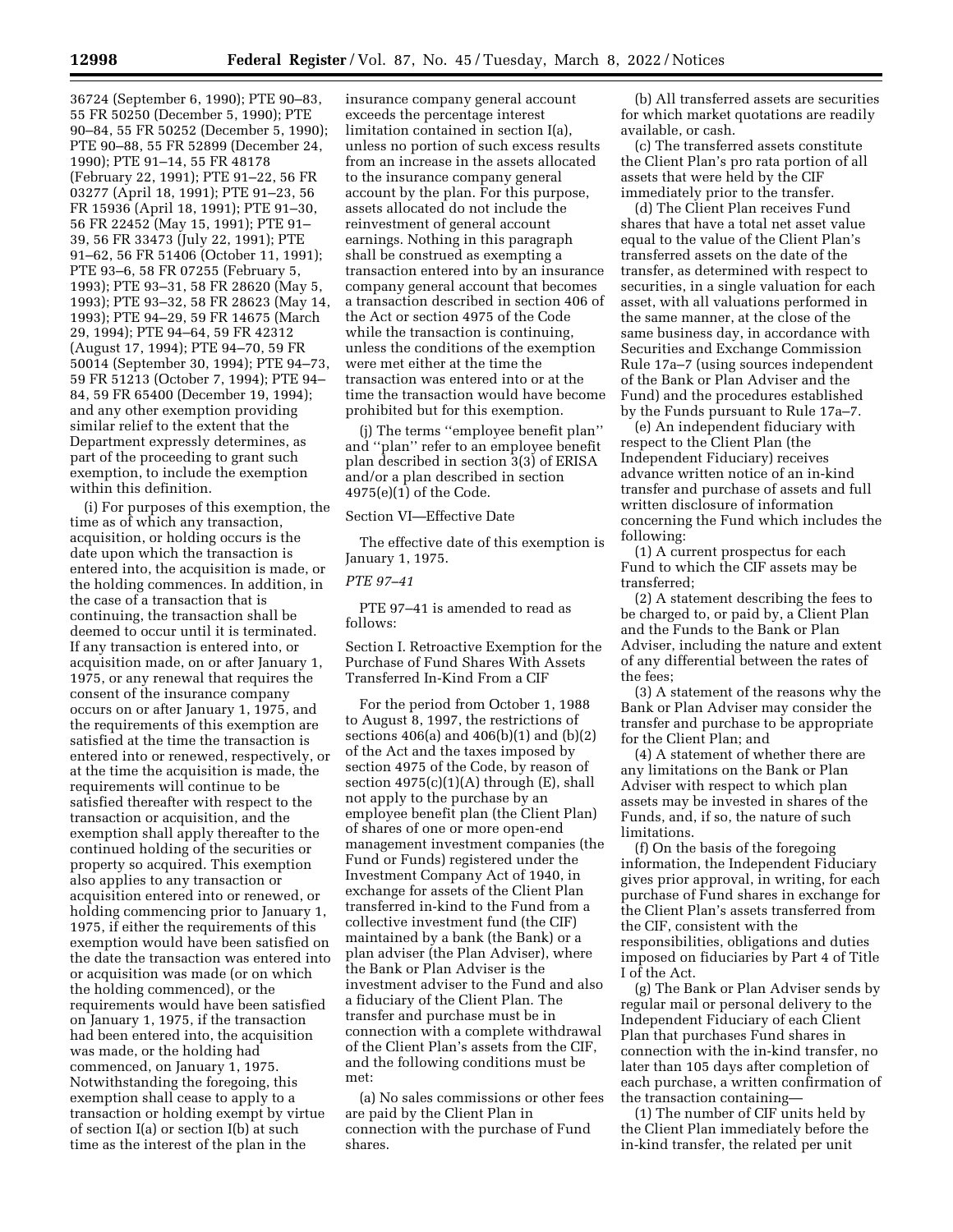36724 (September 6, 1990); PTE 90–83, 55 FR 50250 (December 5, 1990); PTE 90–84, 55 FR 50252 (December 5, 1990); PTE 90–88, 55 FR 52899 (December 24, 1990); PTE 91–14, 55 FR 48178 (February 22, 1991); PTE 91–22, 56 FR 03277 (April 18, 1991); PTE 91–23, 56 FR 15936 (April 18, 1991); PTE 91–30, 56 FR 22452 (May 15, 1991); PTE 91–39, 56 FR 33473 (July 22, 1991); PTE 91–62, 56 FR 51406 (October 11, 1991); PTE 93–6, 58 FR 07255 (February 5, 1993); PTE 93–31, 58 FR 28620 (May 5, 1993); PTE 93–32, 58 FR 28623 (May 14, 1993); PTE 94–29, 59 FR 14675 (March 29, 1994); PTE 94–64, 59 FR 42312 (August 17, 1994); PTE 94–70, 59 FR 50014 (September 30, 1994); PTE 94–73, 59 FR 51213 (October 7, 1994); PTE 94–84, 59 FR 65400 (December 19, 1994); and any other exemption providing similar relief to the extent that the Department expressly determines, as part of the proceeding to grant such exemption, to include the exemption within this definition.

(i) For purposes of this exemption, the time as of which any transaction, acquisition, or holding occurs is the date upon which the transaction is entered into, the acquisition is made, or the holding commences. In addition, in the case of a transaction that is continuing, the transaction shall be deemed to occur until it is terminated. If any transaction is entered into, or acquisition made, on or after January 1, 1975, or any renewal that requires the consent of the insurance company occurs on or after January 1, 1975, and the requirements of this exemption are satisfied at the time the transaction is entered into or renewed, respectively, or at the time the acquisition is made, the requirements will continue to be satisfied thereafter with respect to the transaction or acquisition, and the exemption shall apply thereafter to the continued holding of the securities or property so acquired. This exemption also applies to any transaction or acquisition entered into or renewed, or holding commencing prior to January 1, 1975, if either the requirements of this exemption would have been satisfied on the date the transaction was entered into or acquisition was made (or on which the holding commenced), or the requirements would have been satisfied on January 1, 1975, if the transaction had been entered into, the acquisition was made, or the holding had commenced, on January 1, 1975. Notwithstanding the foregoing, this exemption shall cease to apply to a transaction or holding exempt by virtue of section I(a) or section I(b) at such time as the interest of the plan in the insurance company general account exceeds the percentage interest limitation contained in section I(a), unless no portion of such excess results from an increase in the assets allocated to the insurance company general account by the plan. For this purpose, assets allocated do not include the reinvestment of general account earnings. Nothing in this paragraph shall be construed as exempting a transaction entered into by an insurance company general account that becomes a transaction described in section 406 of the Act or section 4975 of the Code while the transaction is continuing, unless the conditions of the exemption were met either at the time the transaction was entered into or at the time the transaction would have become prohibited but for this exemption.

(j) The terms ''employee benefit plan'' and ''plan'' refer to an employee benefit plan described in section 3(3) of ERISA and/or a plan described in section 4975(e)(1) of the Code.

Section VI—Effective Date

The effective date of this exemption is January 1, 1975.

*PTE 97–41*

PTE 97–41 is amended to read as follows:

Section I. Retroactive Exemption for the Purchase of Fund Shares With Assets Transferred In-Kind From a CIF

For the period from October 1, 1988 to August 8, 1997, the restrictions of sections 406(a) and 406(b)(1) and (b)(2) of the Act and the taxes imposed by section 4975 of the Code, by reason of section 4975(c)(1)(A) through (E), shall not apply to the purchase by an employee benefit plan (the Client Plan) of shares of one or more open-end management investment companies (the Fund or Funds) registered under the Investment Company Act of 1940, in exchange for assets of the Client Plan transferred in-kind to the Fund from a collective investment fund (the CIF) maintained by a bank (the Bank) or a plan adviser (the Plan Adviser), where the Bank or Plan Adviser is the investment adviser to the Fund and also a fiduciary of the Client Plan. The transfer and purchase must be in connection with a complete withdrawal of the Client Plan's assets from the CIF, and the following conditions must be met:

(a) No sales commissions or other fees are paid by the Client Plan in connection with the purchase of Fund shares.

(b) All transferred assets are securities for which market quotations are readily available, or cash.

(c) The transferred assets constitute the Client Plan's pro rata portion of all assets that were held by the CIF immediately prior to the transfer.

(d) The Client Plan receives Fund shares that have a total net asset value equal to the value of the Client Plan's transferred assets on the date of the transfer, as determined with respect to securities, in a single valuation for each asset, with all valuations performed in the same manner, at the close of the same business day, in accordance with Securities and Exchange Commission Rule 17a–7 (using sources independent of the Bank or Plan Adviser and the Fund) and the procedures established by the Funds pursuant to Rule 17a–7.

(e) An independent fiduciary with respect to the Client Plan (the Independent Fiduciary) receives advance written notice of an in-kind transfer and purchase of assets and full written disclosure of information concerning the Fund which includes the following:

(1) A current prospectus for each Fund to which the CIF assets may be transferred;

(2) A statement describing the fees to be charged to, or paid by, a Client Plan and the Funds to the Bank or Plan Adviser, including the nature and extent of any differential between the rates of the fees;

(3) A statement of the reasons why the Bank or Plan Adviser may consider the transfer and purchase to be appropriate for the Client Plan; and

(4) A statement of whether there are any limitations on the Bank or Plan Adviser with respect to which plan assets may be invested in shares of the Funds, and, if so, the nature of such limitations.

(f) On the basis of the foregoing information, the Independent Fiduciary gives prior approval, in writing, for each purchase of Fund shares in exchange for the Client Plan's assets transferred from the CIF, consistent with the responsibilities, obligations and duties imposed on fiduciaries by Part 4 of Title I of the Act.

(g) The Bank or Plan Adviser sends by regular mail or personal delivery to the Independent Fiduciary of each Client Plan that purchases Fund shares in connection with the in-kind transfer, no later than 105 days after completion of each purchase, a written confirmation of the transaction containing—

(1) The number of CIF units held by the Client Plan immediately before the in-kind transfer, the related per unit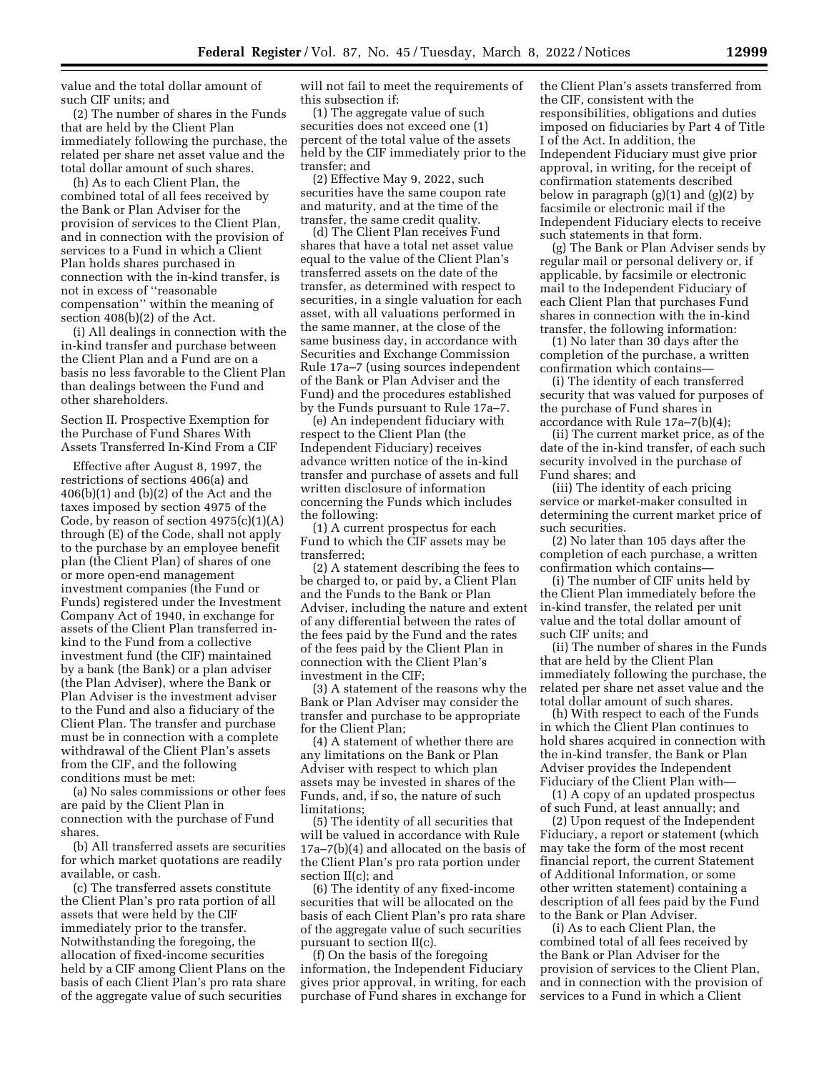value and the total dollar amount of such CIF units; and

(2) The number of shares in the Funds that are held by the Client Plan immediately following the purchase, the related per share net asset value and the total dollar amount of such shares.

(h) As to each Client Plan, the combined total of all fees received by the Bank or Plan Adviser for the provision of services to the Client Plan, and in connection with the provision of services to a Fund in which a Client Plan holds shares purchased in connection with the in-kind transfer, is not in excess of "reasonable compensation" within the meaning of section 408(b)(2) of the Act.

(i) All dealings in connection with the in-kind transfer and purchase between the Client Plan and a Fund are on a basis no less favorable to the Client Plan than dealings between the Fund and other shareholders.

Section II. Prospective Exemption for the Purchase of Fund Shares With Assets Transferred In-Kind From a CIF

Effective after August 8, 1997, the restrictions of sections 406(a) and 406(b)(1) and (b)(2) of the Act and the taxes imposed by section 4975 of the Code, by reason of section 4975(c)(1)(A) through (E) of the Code, shall not apply to the purchase by an employee benefit plan (the Client Plan) of shares of one or more open-end management investment companies (the Fund or Funds) registered under the Investment Company Act of 1940, in exchange for assets of the Client Plan transferred in-kind to the Fund from a collective investment fund (the CIF) maintained by a bank (the Bank) or a plan adviser (the Plan Adviser), where the Bank or Plan Adviser is the investment adviser to the Fund and also a fiduciary of the Client Plan. The transfer and purchase must be in connection with a complete withdrawal of the Client Plan's assets from the CIF, and the following conditions must be met:

(a) No sales commissions or other fees are paid by the Client Plan in connection with the purchase of Fund shares.

(b) All transferred assets are securities for which market quotations are readily available, or cash.

(c) The transferred assets constitute the Client Plan's pro rata portion of all assets that were held by the CIF immediately prior to the transfer. Notwithstanding the foregoing, the allocation of fixed-income securities held by a CIF among Client Plans on the basis of each Client Plan's pro rata share of the aggregate value of such securities will not fail to meet the requirements of this subsection if:

(1) The aggregate value of such securities does not exceed one (1) percent of the total value of the assets held by the CIF immediately prior to the transfer; and

(2) Effective May 9, 2022, such securities have the same coupon rate and maturity, and at the time of the transfer, the same credit quality.

(d) The Client Plan receives Fund shares that have a total net asset value equal to the value of the Client Plan's transferred assets on the date of the transfer, as determined with respect to securities, in a single valuation for each asset, with all valuations performed in the same manner, at the close of the same business day, in accordance with Securities and Exchange Commission Rule 17a–7 (using sources independent of the Bank or Plan Adviser and the Fund) and the procedures established by the Funds pursuant to Rule 17a–7.

(e) An independent fiduciary with respect to the Client Plan (the Independent Fiduciary) receives advance written notice of the in-kind transfer and purchase of assets and full written disclosure of information concerning the Funds which includes the following:

(1) A current prospectus for each Fund to which the CIF assets may be transferred;

(2) A statement describing the fees to be charged to, or paid by, a Client Plan and the Funds to the Bank or Plan Adviser, including the nature and extent of any differential between the rates of the fees paid by the Fund and the rates of the fees paid by the Client Plan in connection with the Client Plan's investment in the CIF;

(3) A statement of the reasons why the Bank or Plan Adviser may consider the transfer and purchase to be appropriate for the Client Plan;

(4) A statement of whether there are any limitations on the Bank or Plan Adviser with respect to which plan assets may be invested in shares of the Funds, and, if so, the nature of such limitations;

(5) The identity of all securities that will be valued in accordance with Rule 17a–7(b)(4) and allocated on the basis of the Client Plan's pro rata portion under section II(c); and

(6) The identity of any fixed-income securities that will be allocated on the basis of each Client Plan's pro rata share of the aggregate value of such securities pursuant to section II(c).

(f) On the basis of the foregoing information, the Independent Fiduciary gives prior approval, in writing, for each purchase of Fund shares in exchange for the Client Plan's assets transferred from the CIF, consistent with the responsibilities, obligations and duties imposed on fiduciaries by Part 4 of Title I of the Act. In addition, the Independent Fiduciary must give prior approval, in writing, for the receipt of confirmation statements described below in paragraph (g)(1) and (g)(2) by facsimile or electronic mail if the Independent Fiduciary elects to receive such statements in that form.

(g) The Bank or Plan Adviser sends by regular mail or personal delivery or, if applicable, by facsimile or electronic mail to the Independent Fiduciary of each Client Plan that purchases Fund shares in connection with the in-kind transfer, the following information:

(1) No later than 30 days after the completion of the purchase, a written confirmation which contains—

(i) The identity of each transferred security that was valued for purposes of the purchase of Fund shares in accordance with Rule 17a–7(b)(4);

(ii) The current market price, as of the date of the in-kind transfer, of each such security involved in the purchase of Fund shares; and

(iii) The identity of each pricing service or market-maker consulted in determining the current market price of such securities.

(2) No later than 105 days after the completion of each purchase, a written confirmation which contains—

(i) The number of CIF units held by the Client Plan immediately before the in-kind transfer, the related per unit value and the total dollar amount of such CIF units; and

(ii) The number of shares in the Funds that are held by the Client Plan immediately following the purchase, the related per share net asset value and the total dollar amount of such shares.

(h) With respect to each of the Funds in which the Client Plan continues to hold shares acquired in connection with the in-kind transfer, the Bank or Plan Adviser provides the Independent Fiduciary of the Client Plan with—

(1) A copy of an updated prospectus of such Fund, at least annually; and

(2) Upon request of the Independent Fiduciary, a report or statement (which may take the form of the most recent financial report, the current Statement of Additional Information, or some other written statement) containing a description of all fees paid by the Fund to the Bank or Plan Adviser.

(i) As to each Client Plan, the combined total of all fees received by the Bank or Plan Adviser for the provision of services to the Client Plan, and in connection with the provision of services to a Fund in which a Client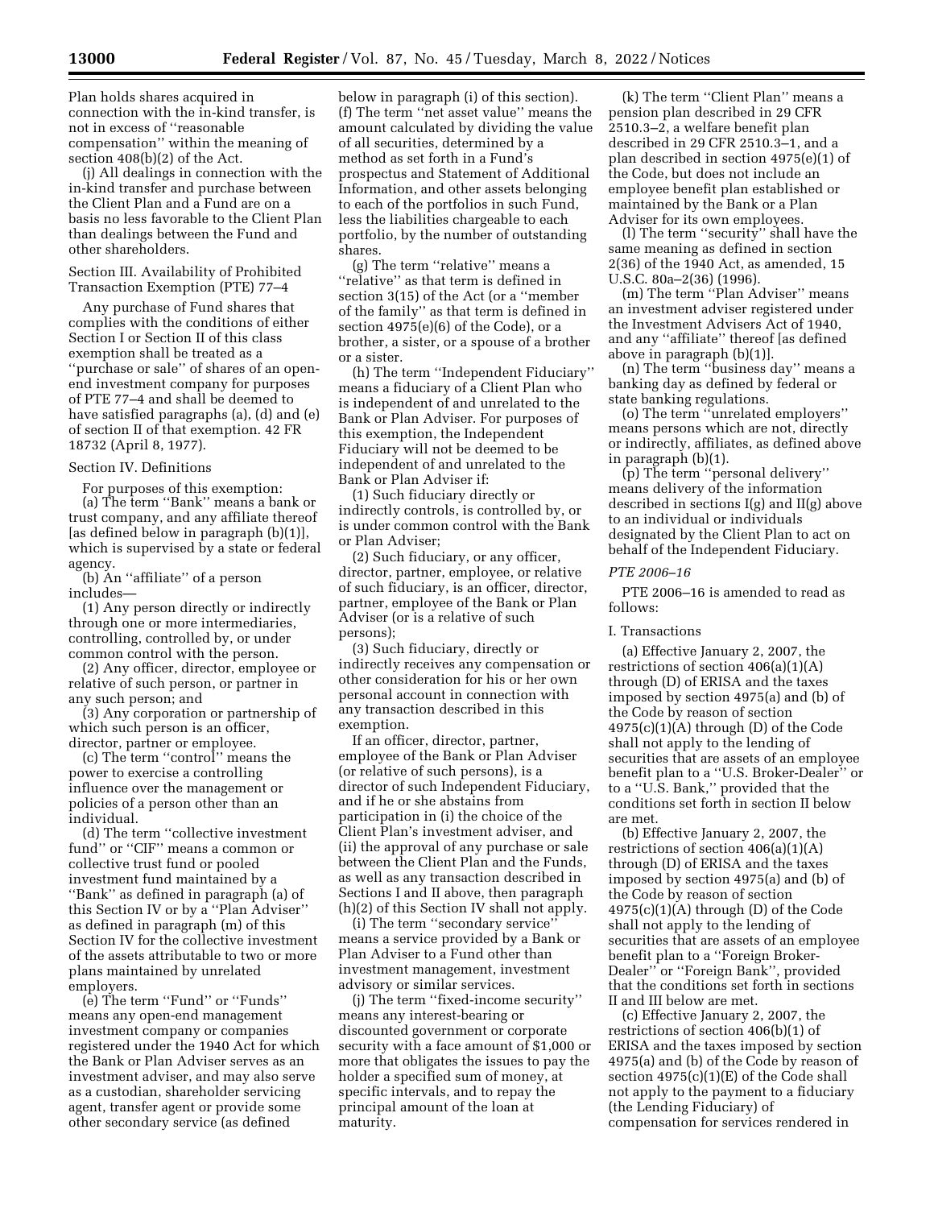Plan holds shares acquired in connection with the in-kind transfer, is not in excess of ''reasonable compensation'' within the meaning of section 408(b)(2) of the Act.

(j) All dealings in connection with the in-kind transfer and purchase between the Client Plan and a Fund are on a basis no less favorable to the Client Plan than dealings between the Fund and other shareholders.

Section III. Availability of Prohibited Transaction Exemption (PTE) 77–4

Any purchase of Fund shares that complies with the conditions of either Section I or Section II of this class exemption shall be treated as a ''purchase or sale'' of shares of an open-end investment company for purposes of PTE 77–4 and shall be deemed to have satisfied paragraphs (a), (d) and (e) of section II of that exemption. 42 FR 18732 (April 8, 1977).

Section IV. Definitions

For purposes of this exemption:

(a) The term ''Bank'' means a bank or trust company, and any affiliate thereof [as defined below in paragraph (b)(1)], which is supervised by a state or federal agency.

(b) An ''affiliate'' of a person includes—

(1) Any person directly or indirectly through one or more intermediaries, controlling, controlled by, or under common control with the person.

(2) Any officer, director, employee or relative of such person, or partner in any such person; and

(3) Any corporation or partnership of which such person is an officer, director, partner or employee.

(c) The term ''control'' means the power to exercise a controlling influence over the management or policies of a person other than an individual.

(d) The term ''collective investment fund'' or ''CIF'' means a common or collective trust fund or pooled investment fund maintained by a ''Bank'' as defined in paragraph (a) of this Section IV or by a ''Plan Adviser'' as defined in paragraph (m) of this Section IV for the collective investment of the assets attributable to two or more plans maintained by unrelated employers.

(e) The term ''Fund'' or ''Funds'' means any open-end management investment company or companies registered under the 1940 Act for which the Bank or Plan Adviser serves as an investment adviser, and may also serve as a custodian, shareholder servicing agent, transfer agent or provide some other secondary service (as defined below in paragraph (i) of this section).

(f) The term ''net asset value'' means the amount calculated by dividing the value of all securities, determined by a method as set forth in a Fund's prospectus and Statement of Additional Information, and other assets belonging to each of the portfolios in such Fund, less the liabilities chargeable to each portfolio, by the number of outstanding shares.

(g) The term ''relative'' means a ''relative'' as that term is defined in section 3(15) of the Act (or a ''member of the family'' as that term is defined in section 4975(e)(6) of the Code), or a brother, a sister, or a spouse of a brother or a sister.

(h) The term ''Independent Fiduciary'' means a fiduciary of a Client Plan who is independent of and unrelated to the Bank or Plan Adviser. For purposes of this exemption, the Independent Fiduciary will not be deemed to be independent of and unrelated to the Bank or Plan Adviser if:

(1) Such fiduciary directly or indirectly controls, is controlled by, or is under common control with the Bank or Plan Adviser;

(2) Such fiduciary, or any officer, director, partner, employee, or relative of such fiduciary, is an officer, director, partner, employee of the Bank or Plan Adviser (or is a relative of such persons);

(3) Such fiduciary, directly or indirectly receives any compensation or other consideration for his or her own personal account in connection with any transaction described in this exemption.

If an officer, director, partner, employee of the Bank or Plan Adviser (or relative of such persons), is a director of such Independent Fiduciary, and if he or she abstains from participation in (i) the choice of the Client Plan's investment adviser, and (ii) the approval of any purchase or sale between the Client Plan and the Funds, as well as any transaction described in Sections I and II above, then paragraph (h)(2) of this Section IV shall not apply.

(i) The term ''secondary service'' means a service provided by a Bank or Plan Adviser to a Fund other than investment management, investment advisory or similar services.

(j) The term ''fixed-income security'' means any interest-bearing or discounted government or corporate security with a face amount of $1,000 or more that obligates the issues to pay the holder a specified sum of money, at specific intervals, and to repay the principal amount of the loan at maturity.

(k) The term ''Client Plan'' means a pension plan described in 29 CFR 2510.3–2, a welfare benefit plan described in 29 CFR 2510.3–1, and a plan described in section 4975(e)(1) of the Code, but does not include an employee benefit plan established or maintained by the Bank or a Plan Adviser for its own employees.

(l) The term ''security'' shall have the same meaning as defined in section 2(36) of the 1940 Act, as amended, 15 U.S.C. 80a–2(36) (1996).

(m) The term ''Plan Adviser'' means an investment adviser registered under the Investment Advisers Act of 1940, and any ''affiliate'' thereof [as defined above in paragraph (b)(1)].

(n) The term ''business day'' means a banking day as defined by federal or state banking regulations.

(o) The term ''unrelated employers'' means persons which are not, directly or indirectly, affiliates, as defined above in paragraph (b)(1).

(p) The term ''personal delivery'' means delivery of the information described in sections I(g) and II(g) above to an individual or individuals designated by the Client Plan to act on behalf of the Independent Fiduciary.

*PTE 2006–16*

PTE 2006–16 is amended to read as follows:

I. Transactions

(a) Effective January 2, 2007, the restrictions of section 406(a)(1)(A) through (D) of ERISA and the taxes imposed by section 4975(a) and (b) of the Code by reason of section 4975(c)(1)(A) through (D) of the Code shall not apply to the lending of securities that are assets of an employee benefit plan to a ''U.S. Broker-Dealer'' or to a ''U.S. Bank,'' provided that the conditions set forth in section II below are met.

(b) Effective January 2, 2007, the restrictions of section 406(a)(1)(A) through (D) of ERISA and the taxes imposed by section 4975(a) and (b) of the Code by reason of section 4975(c)(1)(A) through (D) of the Code shall not apply to the lending of securities that are assets of an employee benefit plan to a ''Foreign Broker-Dealer'' or ''Foreign Bank'', provided that the conditions set forth in sections II and III below are met.

(c) Effective January 2, 2007, the restrictions of section 406(b)(1) of ERISA and the taxes imposed by section 4975(a) and (b) of the Code by reason of section 4975(c)(1)(E) of the Code shall not apply to the payment to a fiduciary (the Lending Fiduciary) of compensation for services rendered in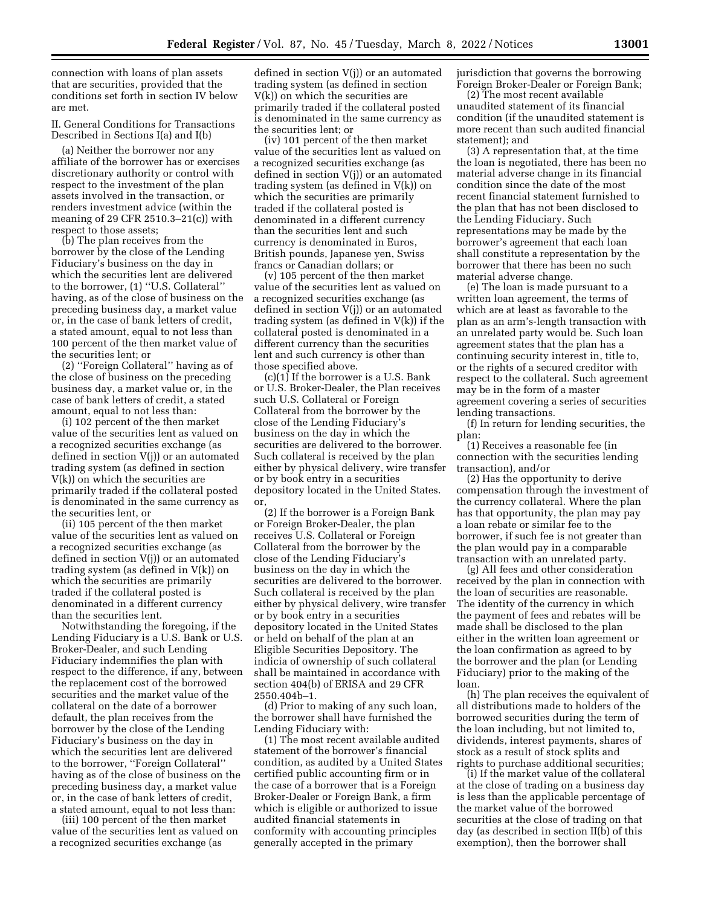connection with loans of plan assets that are securities, provided that the conditions set forth in section IV below are met.

II. General Conditions for Transactions Described in Sections I(a) and I(b)

(a) Neither the borrower nor any affiliate of the borrower has or exercises discretionary authority or control with respect to the investment of the plan assets involved in the transaction, or renders investment advice (within the meaning of 29 CFR 2510.3–21(c)) with respect to those assets;

(b) The plan receives from the borrower by the close of the Lending Fiduciary's business on the day in which the securities lent are delivered to the borrower, (1) ''U.S. Collateral'' having, as of the close of business on the preceding business day, a market value or, in the case of bank letters of credit, a stated amount, equal to not less than 100 percent of the then market value of the securities lent; or

(2) ''Foreign Collateral'' having as of the close of business on the preceding business day, a market value or, in the case of bank letters of credit, a stated amount, equal to not less than:

(i) 102 percent of the then market value of the securities lent as valued on a recognized securities exchange (as defined in section V(j)) or an automated trading system (as defined in section V(k)) on which the securities are primarily traded if the collateral posted is denominated in the same currency as the securities lent, or

(ii) 105 percent of the then market value of the securities lent as valued on a recognized securities exchange (as defined in section V(j)) or an automated trading system (as defined in V(k)) on which the securities are primarily traded if the collateral posted is denominated in a different currency than the securities lent.

Notwithstanding the foregoing, if the Lending Fiduciary is a U.S. Bank or U.S. Broker-Dealer, and such Lending Fiduciary indemnifies the plan with respect to the difference, if any, between the replacement cost of the borrowed securities and the market value of the collateral on the date of a borrower default, the plan receives from the borrower by the close of the Lending Fiduciary's business on the day in which the securities lent are delivered to the borrower, ''Foreign Collateral'' having as of the close of business on the preceding business day, a market value or, in the case of bank letters of credit, a stated amount, equal to not less than:

(iii) 100 percent of the then market value of the securities lent as valued on a recognized securities exchange (as defined in section V(j)) or an automated trading system (as defined in section V(k)) on which the securities are primarily traded if the collateral posted is denominated in the same currency as the securities lent; or

(iv) 101 percent of the then market value of the securities lent as valued on a recognized securities exchange (as defined in section V(j)) or an automated trading system (as defined in V(k)) on which the securities are primarily traded if the collateral posted is denominated in a different currency than the securities lent and such currency is denominated in Euros, British pounds, Japanese yen, Swiss francs or Canadian dollars; or

(v) 105 percent of the then market value of the securities lent as valued on a recognized securities exchange (as defined in section V(j)) or an automated trading system (as defined in V(k)) if the collateral posted is denominated in a different currency than the securities lent and such currency is other than those specified above.

(c)(1) If the borrower is a U.S. Bank or U.S. Broker-Dealer, the Plan receives such U.S. Collateral or Foreign Collateral from the borrower by the close of the Lending Fiduciary's business on the day in which the securities are delivered to the borrower. Such collateral is received by the plan either by physical delivery, wire transfer or by book entry in a securities depository located in the United States. or,

(2) If the borrower is a Foreign Bank or Foreign Broker-Dealer, the plan receives U.S. Collateral or Foreign Collateral from the borrower by the close of the Lending Fiduciary's business on the day in which the securities are delivered to the borrower. Such collateral is received by the plan either by physical delivery, wire transfer or by book entry in a securities depository located in the United States or held on behalf of the plan at an Eligible Securities Depository. The indicia of ownership of such collateral shall be maintained in accordance with section 404(b) of ERISA and 29 CFR 2550.404b–1.

(d) Prior to making of any such loan, the borrower shall have furnished the Lending Fiduciary with:

(1) The most recent available audited statement of the borrower's financial condition, as audited by a United States certified public accounting firm or in the case of a borrower that is a Foreign Broker-Dealer or Foreign Bank, a firm which is eligible or authorized to issue audited financial statements in conformity with accounting principles generally accepted in the primary jurisdiction that governs the borrowing Foreign Broker-Dealer or Foreign Bank;

(2) The most recent available unaudited statement of its financial condition (if the unaudited statement is more recent than such audited financial statement); and

(3) A representation that, at the time the loan is negotiated, there has been no material adverse change in its financial condition since the date of the most recent financial statement furnished to the plan that has not been disclosed to the Lending Fiduciary. Such representations may be made by the borrower's agreement that each loan shall constitute a representation by the borrower that there has been no such material adverse change.

(e) The loan is made pursuant to a written loan agreement, the terms of which are at least as favorable to the plan as an arm's-length transaction with an unrelated party would be. Such loan agreement states that the plan has a continuing security interest in, title to, or the rights of a secured creditor with respect to the collateral. Such agreement may be in the form of a master agreement covering a series of securities lending transactions.

(f) In return for lending securities, the plan:

(1) Receives a reasonable fee (in connection with the securities lending transaction), and/or

(2) Has the opportunity to derive compensation through the investment of the currency collateral. Where the plan has that opportunity, the plan may pay a loan rebate or similar fee to the borrower, if such fee is not greater than the plan would pay in a comparable transaction with an unrelated party.

(g) All fees and other consideration received by the plan in connection with the loan of securities are reasonable. The identity of the currency in which the payment of fees and rebates will be made shall be disclosed to the plan either in the written loan agreement or the loan confirmation as agreed to by the borrower and the plan (or Lending Fiduciary) prior to the making of the loan.

(h) The plan receives the equivalent of all distributions made to holders of the borrowed securities during the term of the loan including, but not limited to, dividends, interest payments, shares of stock as a result of stock splits and rights to purchase additional securities;

(i) If the market value of the collateral at the close of trading on a business day is less than the applicable percentage of the market value of the borrowed securities at the close of trading on that day (as described in section II(b) of this exemption), then the borrower shall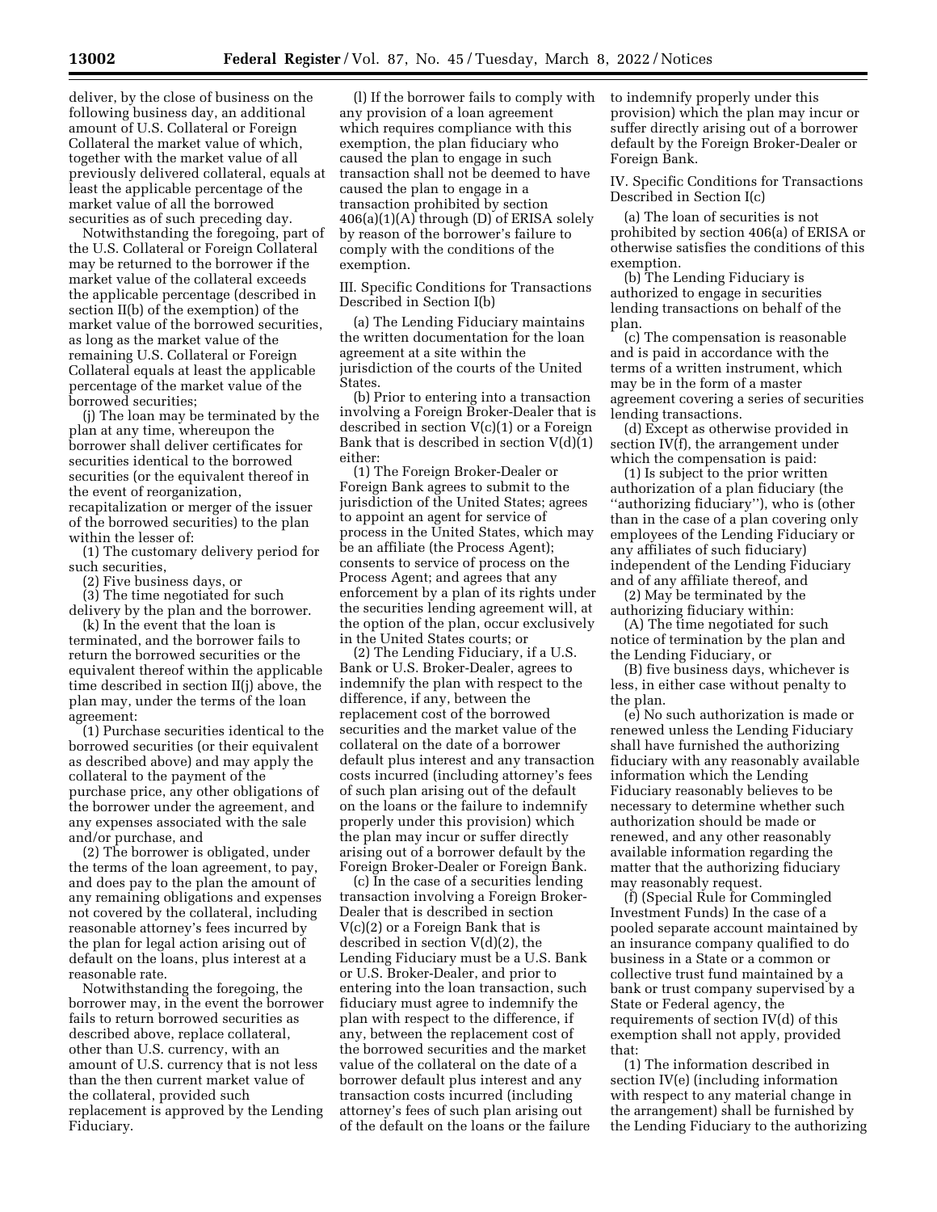deliver, by the close of business on the following business day, an additional amount of U.S. Collateral or Foreign Collateral the market value of which, together with the market value of all previously delivered collateral, equals at least the applicable percentage of the market value of all the borrowed securities as of such preceding day.

Notwithstanding the foregoing, part of the U.S. Collateral or Foreign Collateral may be returned to the borrower if the market value of the collateral exceeds the applicable percentage (described in section II(b) of the exemption) of the market value of the borrowed securities, as long as the market value of the remaining U.S. Collateral or Foreign Collateral equals at least the applicable percentage of the market value of the borrowed securities;

(j) The loan may be terminated by the plan at any time, whereupon the borrower shall deliver certificates for securities identical to the borrowed securities (or the equivalent thereof in the event of reorganization, recapitalization or merger of the issuer of the borrowed securities) to the plan within the lesser of:

(1) The customary delivery period for such securities,

(2) Five business days, or

(3) The time negotiated for such delivery by the plan and the borrower.

(k) In the event that the loan is terminated, and the borrower fails to return the borrowed securities or the equivalent thereof within the applicable time described in section II(j) above, the plan may, under the terms of the loan agreement:

(1) Purchase securities identical to the borrowed securities (or their equivalent as described above) and may apply the collateral to the payment of the purchase price, any other obligations of the borrower under the agreement, and any expenses associated with the sale and/or purchase, and

(2) The borrower is obligated, under the terms of the loan agreement, to pay, and does pay to the plan the amount of any remaining obligations and expenses not covered by the collateral, including reasonable attorney's fees incurred by the plan for legal action arising out of default on the loans, plus interest at a reasonable rate.

Notwithstanding the foregoing, the borrower may, in the event the borrower fails to return borrowed securities as described above, replace collateral, other than U.S. currency, with an amount of U.S. currency that is not less than the then current market value of the collateral, provided such replacement is approved by the Lending Fiduciary.

(l) If the borrower fails to comply with any provision of a loan agreement which requires compliance with this exemption, the plan fiduciary who caused the plan to engage in such transaction shall not be deemed to have caused the plan to engage in a transaction prohibited by section 406(a)(1)(A) through (D) of ERISA solely by reason of the borrower's failure to comply with the conditions of the exemption.

III. Specific Conditions for Transactions Described in Section I(b)

(a) The Lending Fiduciary maintains the written documentation for the loan agreement at a site within the jurisdiction of the courts of the United States.

(b) Prior to entering into a transaction involving a Foreign Broker-Dealer that is described in section V(c)(1) or a Foreign Bank that is described in section V(d)(1) either:

(1) The Foreign Broker-Dealer or Foreign Bank agrees to submit to the jurisdiction of the United States; agrees to appoint an agent for service of process in the United States, which may be an affiliate (the Process Agent); consents to service of process on the Process Agent; and agrees that any enforcement by a plan of its rights under the securities lending agreement will, at the option of the plan, occur exclusively in the United States courts; or

(2) The Lending Fiduciary, if a U.S. Bank or U.S. Broker-Dealer, agrees to indemnify the plan with respect to the difference, if any, between the replacement cost of the borrowed securities and the market value of the collateral on the date of a borrower default plus interest and any transaction costs incurred (including attorney's fees of such plan arising out of the default on the loans or the failure to indemnify properly under this provision) which the plan may incur or suffer directly arising out of a borrower default by the Foreign Broker-Dealer or Foreign Bank.

(c) In the case of a securities lending transaction involving a Foreign Broker-Dealer that is described in section V(c)(2) or a Foreign Bank that is described in section V(d)(2), the Lending Fiduciary must be a U.S. Bank or U.S. Broker-Dealer, and prior to entering into the loan transaction, such fiduciary must agree to indemnify the plan with respect to the difference, if any, between the replacement cost of the borrowed securities and the market value of the collateral on the date of a borrower default plus interest and any transaction costs incurred (including attorney's fees of such plan arising out of the default on the loans or the failure to indemnify properly under this provision) which the plan may incur or suffer directly arising out of a borrower default by the Foreign Broker-Dealer or Foreign Bank.

IV. Specific Conditions for Transactions Described in Section I(c)

(a) The loan of securities is not prohibited by section 406(a) of ERISA or otherwise satisfies the conditions of this exemption.

(b) The Lending Fiduciary is authorized to engage in securities lending transactions on behalf of the plan.

(c) The compensation is reasonable and is paid in accordance with the terms of a written instrument, which may be in the form of a master agreement covering a series of securities lending transactions.

(d) Except as otherwise provided in section IV(f), the arrangement under which the compensation is paid:

(1) Is subject to the prior written authorization of a plan fiduciary (the "authorizing fiduciary"), who is (other than in the case of a plan covering only employees of the Lending Fiduciary or any affiliates of such fiduciary) independent of the Lending Fiduciary and of any affiliate thereof, and

(2) May be terminated by the authorizing fiduciary within:

(A) The time negotiated for such notice of termination by the plan and the Lending Fiduciary, or

(B) five business days, whichever is less, in either case without penalty to the plan.

(e) No such authorization is made or renewed unless the Lending Fiduciary shall have furnished the authorizing fiduciary with any reasonably available information which the Lending Fiduciary reasonably believes to be necessary to determine whether such authorization should be made or renewed, and any other reasonably available information regarding the matter that the authorizing fiduciary may reasonably request.

(f) (Special Rule for Commingled Investment Funds) In the case of a pooled separate account maintained by an insurance company qualified to do business in a State or a common or collective trust fund maintained by a bank or trust company supervised by a State or Federal agency, the requirements of section IV(d) of this exemption shall not apply, provided that:

(1) The information described in section IV(e) (including information with respect to any material change in the arrangement) shall be furnished by the Lending Fiduciary to the authorizing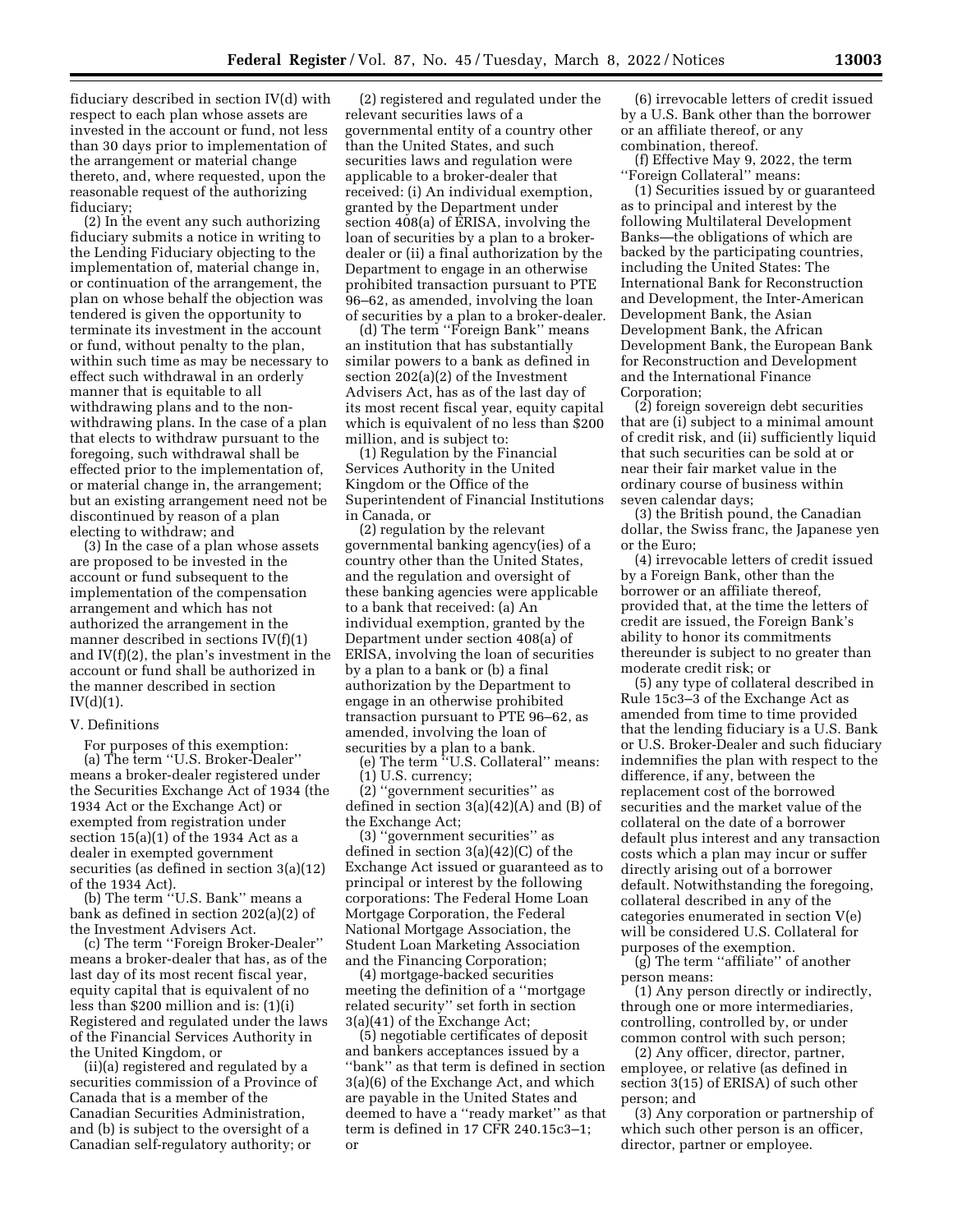fiduciary described in section IV(d) with respect to each plan whose assets are invested in the account or fund, not less than 30 days prior to implementation of the arrangement or material change thereto, and, where requested, upon the reasonable request of the authorizing fiduciary;

(2) In the event any such authorizing fiduciary submits a notice in writing to the Lending Fiduciary objecting to the implementation of, material change in, or continuation of the arrangement, the plan on whose behalf the objection was tendered is given the opportunity to terminate its investment in the account or fund, without penalty to the plan, within such time as may be necessary to effect such withdrawal in an orderly manner that is equitable to all withdrawing plans and to the non-withdrawing plans. In the case of a plan that elects to withdraw pursuant to the foregoing, such withdrawal shall be effected prior to the implementation of, or material change in, the arrangement; but an existing arrangement need not be discontinued by reason of a plan electing to withdraw; and

(3) In the case of a plan whose assets are proposed to be invested in the account or fund subsequent to the implementation of the compensation arrangement and which has not authorized the arrangement in the manner described in sections IV(f)(1) and IV(f)(2), the plan's investment in the account or fund shall be authorized in the manner described in section IV(d)(1).

V. Definitions

For purposes of this exemption:

(a) The term ''U.S. Broker-Dealer'' means a broker-dealer registered under the Securities Exchange Act of 1934 (the 1934 Act or the Exchange Act) or exempted from registration under section 15(a)(1) of the 1934 Act as a dealer in exempted government securities (as defined in section 3(a)(12) of the 1934 Act).

(b) The term ''U.S. Bank'' means a bank as defined in section 202(a)(2) of the Investment Advisers Act.

(c) The term ''Foreign Broker-Dealer'' means a broker-dealer that has, as of the last day of its most recent fiscal year, equity capital that is equivalent of no less than $200 million and is: (1)(i) Registered and regulated under the laws of the Financial Services Authority in the United Kingdom, or

(ii)(a) registered and regulated by a securities commission of a Province of Canada that is a member of the Canadian Securities Administration, and (b) is subject to the oversight of a Canadian self-regulatory authority; or

(2) registered and regulated under the relevant securities laws of a governmental entity of a country other than the United States, and such securities laws and regulation were applicable to a broker-dealer that received: (i) An individual exemption, granted by the Department under section 408(a) of ERISA, involving the loan of securities by a plan to a broker-dealer or (ii) a final authorization by the Department to engage in an otherwise prohibited transaction pursuant to PTE 96–62, as amended, involving the loan of securities by a plan to a broker-dealer.

(d) The term ''Foreign Bank'' means an institution that has substantially similar powers to a bank as defined in section 202(a)(2) of the Investment Advisers Act, has as of the last day of its most recent fiscal year, equity capital which is equivalent of no less than $200 million, and is subject to:

(1) Regulation by the Financial Services Authority in the United Kingdom or the Office of the Superintendent of Financial Institutions in Canada, or

(2) regulation by the relevant governmental banking agency(ies) of a country other than the United States, and the regulation and oversight of these banking agencies were applicable to a bank that received: (a) An individual exemption, granted by the Department under section 408(a) of ERISA, involving the loan of securities by a plan to a bank or (b) a final authorization by the Department to engage in an otherwise prohibited transaction pursuant to PTE 96–62, as amended, involving the loan of securities by a plan to a bank.

(e) The term ''U.S. Collateral'' means:

(1) U.S. currency;

(2) ''government securities'' as defined in section 3(a)(42)(A) and (B) of the Exchange Act;

(3) ''government securities'' as defined in section 3(a)(42)(C) of the Exchange Act issued or guaranteed as to principal or interest by the following corporations: The Federal Home Loan Mortgage Corporation, the Federal National Mortgage Association, the Student Loan Marketing Association and the Financing Corporation;

(4) mortgage-backed securities meeting the definition of a ''mortgage related security'' set forth in section 3(a)(41) of the Exchange Act;

(5) negotiable certificates of deposit and bankers acceptances issued by a ''bank'' as that term is defined in section 3(a)(6) of the Exchange Act, and which are payable in the United States and deemed to have a ''ready market'' as that term is defined in 17 CFR 240.15c3–1; or

(6) irrevocable letters of credit issued by a U.S. Bank other than the borrower or an affiliate thereof, or any combination, thereof.

(f) Effective May 9, 2022, the term ''Foreign Collateral'' means:

(1) Securities issued by or guaranteed as to principal and interest by the following Multilateral Development Banks—the obligations of which are backed by the participating countries, including the United States: The International Bank for Reconstruction and Development, the Inter-American Development Bank, the Asian Development Bank, the African Development Bank, the European Bank for Reconstruction and Development and the International Finance Corporation;

(2) foreign sovereign debt securities that are (i) subject to a minimal amount of credit risk, and (ii) sufficiently liquid that such securities can be sold at or near their fair market value in the ordinary course of business within seven calendar days;

(3) the British pound, the Canadian dollar, the Swiss franc, the Japanese yen or the Euro;

(4) irrevocable letters of credit issued by a Foreign Bank, other than the borrower or an affiliate thereof, provided that, at the time the letters of credit are issued, the Foreign Bank's ability to honor its commitments thereunder is subject to no greater than moderate credit risk; or

(5) any type of collateral described in Rule 15c3–3 of the Exchange Act as amended from time to time provided that the lending fiduciary is a U.S. Bank or U.S. Broker-Dealer and such fiduciary indemnifies the plan with respect to the difference, if any, between the replacement cost of the borrowed securities and the market value of the collateral on the date of a borrower default plus interest and any transaction costs which a plan may incur or suffer directly arising out of a borrower default. Notwithstanding the foregoing, collateral described in any of the categories enumerated in section V(e) will be considered U.S. Collateral for purposes of the exemption.

(g) The term ''affiliate'' of another person means:

(1) Any person directly or indirectly, through one or more intermediaries, controlling, controlled by, or under common control with such person;

(2) Any officer, director, partner, employee, or relative (as defined in section 3(15) of ERISA) of such other person; and

(3) Any corporation or partnership of which such other person is an officer, director, partner or employee.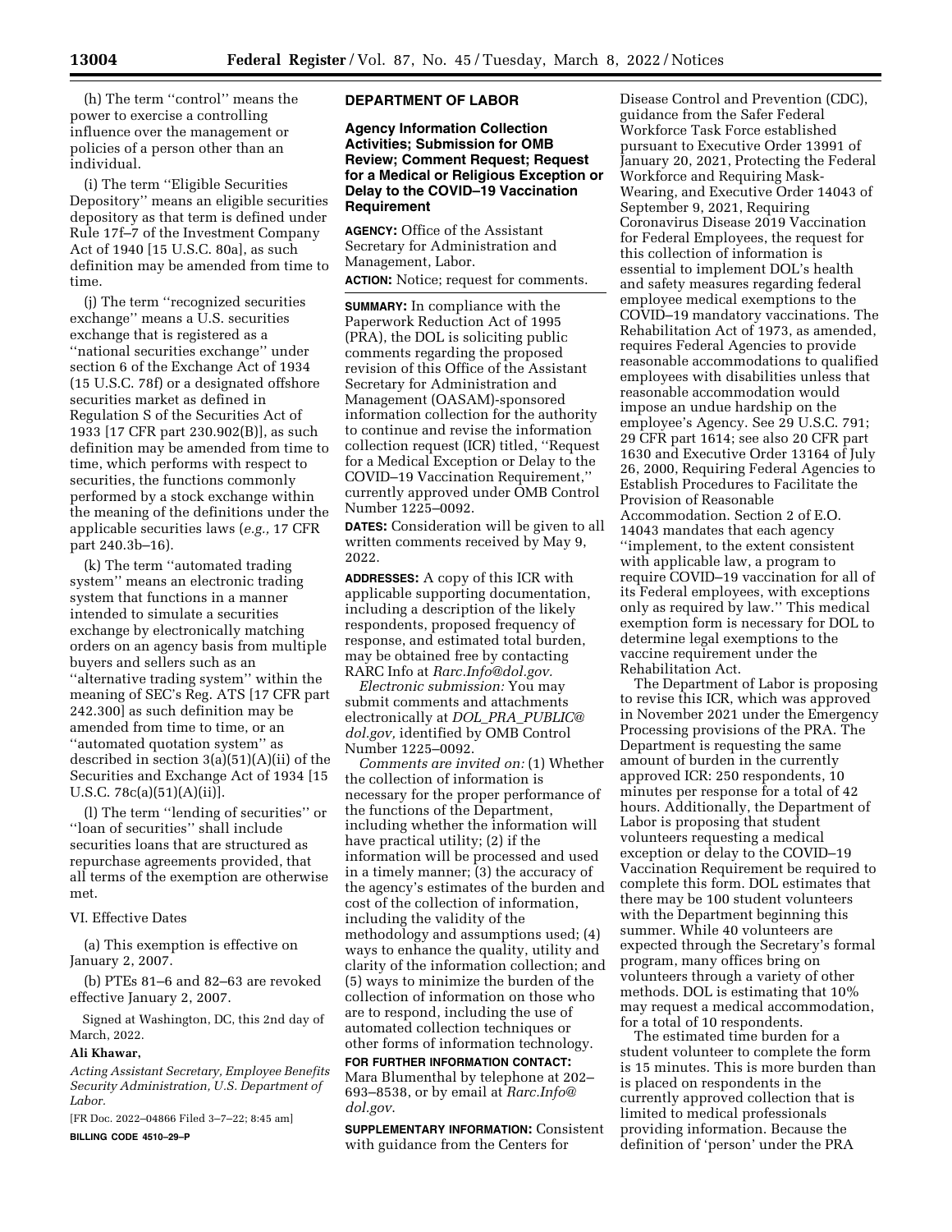(h) The term ''control'' means the power to exercise a controlling influence over the management or policies of a person other than an individual.

(i) The term ''Eligible Securities Depository'' means an eligible securities depository as that term is defined under Rule 17f–7 of the Investment Company Act of 1940 [15 U.S.C. 80a], as such definition may be amended from time to time.

(j) The term ''recognized securities exchange'' means a U.S. securities exchange that is registered as a ''national securities exchange'' under section 6 of the Exchange Act of 1934 (15 U.S.C. 78f) or a designated offshore securities market as defined in Regulation S of the Securities Act of 1933 [17 CFR part 230.902(B)], as such definition may be amended from time to time, which performs with respect to securities, the functions commonly performed by a stock exchange within the meaning of the definitions under the applicable securities laws (*e.g.,* 17 CFR part 240.3b–16).

(k) The term ''automated trading system'' means an electronic trading system that functions in a manner intended to simulate a securities exchange by electronically matching orders on an agency basis from multiple buyers and sellers such as an ''alternative trading system'' within the meaning of SEC's Reg. ATS [17 CFR part 242.300] as such definition may be amended from time to time, or an ''automated quotation system'' as described in section 3(a)(51)(A)(ii) of the Securities and Exchange Act of 1934 [15 U.S.C. 78c(a)(51)(A)(ii)].

(l) The term ''lending of securities'' or ''loan of securities'' shall include securities loans that are structured as repurchase agreements provided, that all terms of the exemption are otherwise met.

VI. Effective Dates

(a) This exemption is effective on January 2, 2007.

(b) PTEs 81–6 and 82–63 are revoked effective January 2, 2007.

Signed at Washington, DC, this 2nd day of March, 2022.

**Ali Khawar,**

*Acting Assistant Secretary, Employee Benefits Security Administration, U.S. Department of Labor.*

[FR Doc. 2022–04866 Filed 3–7–22; 8:45 am]

**BILLING CODE 4510–29–P**

## DEPARTMENT OF LABOR

### Agency Information Collection Activities; Submission for OMB Review; Comment Request; Request for a Medical or Religious Exception or Delay to the COVID–19 Vaccination Requirement

**AGENCY:** Office of the Assistant Secretary for Administration and Management, Labor.

**ACTION:** Notice; request for comments.

**SUMMARY:** In compliance with the Paperwork Reduction Act of 1995 (PRA), the DOL is soliciting public comments regarding the proposed revision of this Office of the Assistant Secretary for Administration and Management (OASAM)-sponsored information collection for the authority to continue and revise the information collection request (ICR) titled, ''Request for a Medical Exception or Delay to the COVID–19 Vaccination Requirement,'' currently approved under OMB Control Number 1225–0092.

**DATES:** Consideration will be given to all written comments received by May 9, 2022.

**ADDRESSES:** A copy of this ICR with applicable supporting documentation, including a description of the likely respondents, proposed frequency of response, and estimated total burden, may be obtained free by contacting RARC Info at *Rarc.Info@dol.gov.*

*Electronic submission:* You may submit comments and attachments electronically at *DOL_PRA_PUBLIC@dol.gov,* identified by OMB Control Number 1225–0092.

*Comments are invited on:* (1) Whether the collection of information is necessary for the proper performance of the functions of the Department, including whether the information will have practical utility; (2) if the information will be processed and used in a timely manner; (3) the accuracy of the agency's estimates of the burden and cost of the collection of information, including the validity of the methodology and assumptions used; (4) ways to enhance the quality, utility and clarity of the information collection; and (5) ways to minimize the burden of the collection of information on those who are to respond, including the use of automated collection techniques or other forms of information technology.

**FOR FURTHER INFORMATION CONTACT:** Mara Blumenthal by telephone at 202–693–8538, or by email at *Rarc.Info@dol.gov*.

**SUPPLEMENTARY INFORMATION:** Consistent with guidance from the Centers for Disease Control and Prevention (CDC), guidance from the Safer Federal Workforce Task Force established pursuant to Executive Order 13991 of January 20, 2021, Protecting the Federal Workforce and Requiring Mask-Wearing, and Executive Order 14043 of September 9, 2021, Requiring Coronavirus Disease 2019 Vaccination for Federal Employees, the request for this collection of information is essential to implement DOL's health and safety measures regarding federal employee medical exemptions to the COVID–19 mandatory vaccinations. The Rehabilitation Act of 1973, as amended, requires Federal Agencies to provide reasonable accommodations to qualified employees with disabilities unless that reasonable accommodation would impose an undue hardship on the employee's Agency. See 29 U.S.C. 791; 29 CFR part 1614; see also 20 CFR part 1630 and Executive Order 13164 of July 26, 2000, Requiring Federal Agencies to Establish Procedures to Facilitate the Provision of Reasonable Accommodation. Section 2 of E.O. 14043 mandates that each agency ''implement, to the extent consistent with applicable law, a program to require COVID–19 vaccination for all of its Federal employees, with exceptions only as required by law.'' This medical exemption form is necessary for DOL to determine legal exemptions to the vaccine requirement under the Rehabilitation Act.

The Department of Labor is proposing to revise this ICR, which was approved in November 2021 under the Emergency Processing provisions of the PRA. The Department is requesting the same amount of burden in the currently approved ICR: 250 respondents, 10 minutes per response for a total of 42 hours. Additionally, the Department of Labor is proposing that student volunteers requesting a medical exception or delay to the COVID–19 Vaccination Requirement be required to complete this form. DOL estimates that there may be 100 student volunteers with the Department beginning this summer. While 40 volunteers are expected through the Secretary's formal program, many offices bring on volunteers through a variety of other methods. DOL is estimating that 10% may request a medical accommodation, for a total of 10 respondents.

The estimated time burden for a student volunteer to complete the form is 15 minutes. This is more burden than is placed on respondents in the currently approved collection that is limited to medical professionals providing information. Because the definition of 'person' under the PRA